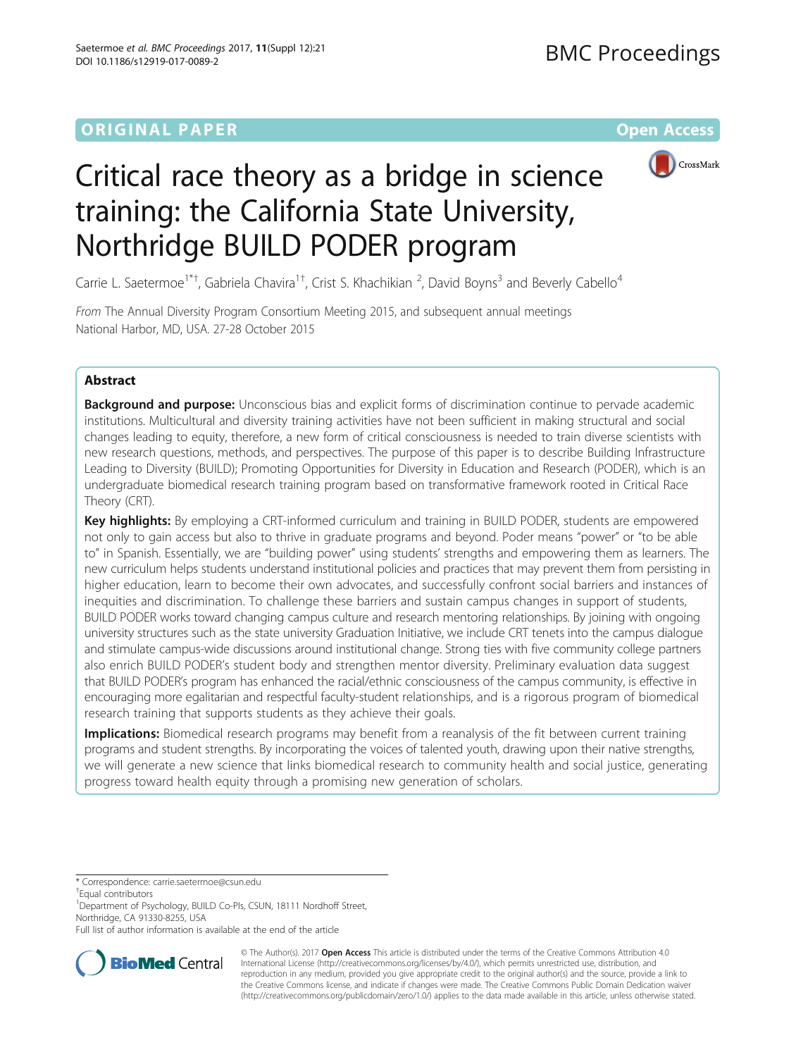ORIGINAL PAPER **Open Access**

# Critical race theory as a bridge in science training: the California State University, Northridge BUILD PODER program

Carrie L. Saetermoe[1*†], Gabriela Chavira[1†], Crist S. Khachikian[2], David Boyns[3] and Beverly Cabello[4]

*From* The Annual Diversity Program Consortium Meeting 2015, and subsequent annual meetings
National Harbor, MD, USA. 27-28 October 2015

## Abstract

**Background and purpose:** Unconscious bias and explicit forms of discrimination continue to pervade academic institutions. Multicultural and diversity training activities have not been sufficient in making structural and social changes leading to equity, therefore, a new form of critical consciousness is needed to train diverse scientists with new research questions, methods, and perspectives. The purpose of this paper is to describe Building Infrastructure Leading to Diversity (BUILD); Promoting Opportunities for Diversity in Education and Research (PODER), which is an undergraduate biomedical research training program based on transformative framework rooted in Critical Race Theory (CRT).

**Key highlights:** By employing a CRT-informed curriculum and training in BUILD PODER, students are empowered not only to gain access but also to thrive in graduate programs and beyond. Poder means "power" or "to be able to" in Spanish. Essentially, we are "building power" using students' strengths and empowering them as learners. The new curriculum helps students understand institutional policies and practices that may prevent them from persisting in higher education, learn to become their own advocates, and successfully confront social barriers and instances of inequities and discrimination. To challenge these barriers and sustain campus changes in support of students, BUILD PODER works toward changing campus culture and research mentoring relationships. By joining with ongoing university structures such as the state university Graduation Initiative, we include CRT tenets into the campus dialogue and stimulate campus-wide discussions around institutional change. Strong ties with five community college partners also enrich BUILD PODER's student body and strengthen mentor diversity. Preliminary evaluation data suggest that BUILD PODER's program has enhanced the racial/ethnic consciousness of the campus community, is effective in encouraging more egalitarian and respectful faculty-student relationships, and is a rigorous program of biomedical research training that supports students as they achieve their goals.

**Implications:** Biomedical research programs may benefit from a reanalysis of the fit between current training programs and student strengths. By incorporating the voices of talented youth, drawing upon their native strengths, we will generate a new science that links biomedical research to community health and social justice, generating progress toward health equity through a promising new generation of scholars.

\* Correspondence: carrie.saetermoe@csun.edu
†Equal contributors
[1]Department of Psychology, BUILD Co-PIs, CSUN, 18111 Nordhoff Street, Northridge, CA 91330-8255, USA
Full list of author information is available at the end of the article

© The Author(s). 2017 **Open Access** This article is distributed under the terms of the Creative Commons Attribution 4.0 International License (http://creativecommons.org/licenses/by/4.0/), which permits unrestricted use, distribution, and reproduction in any medium, provided you give appropriate credit to the original author(s) and the source, provide a link to the Creative Commons license, and indicate if changes were made. The Creative Commons Public Domain Dedication waiver (http://creativecommons.org/publicdomain/zero/1.0/) applies to the data made available in this article, unless otherwise stated.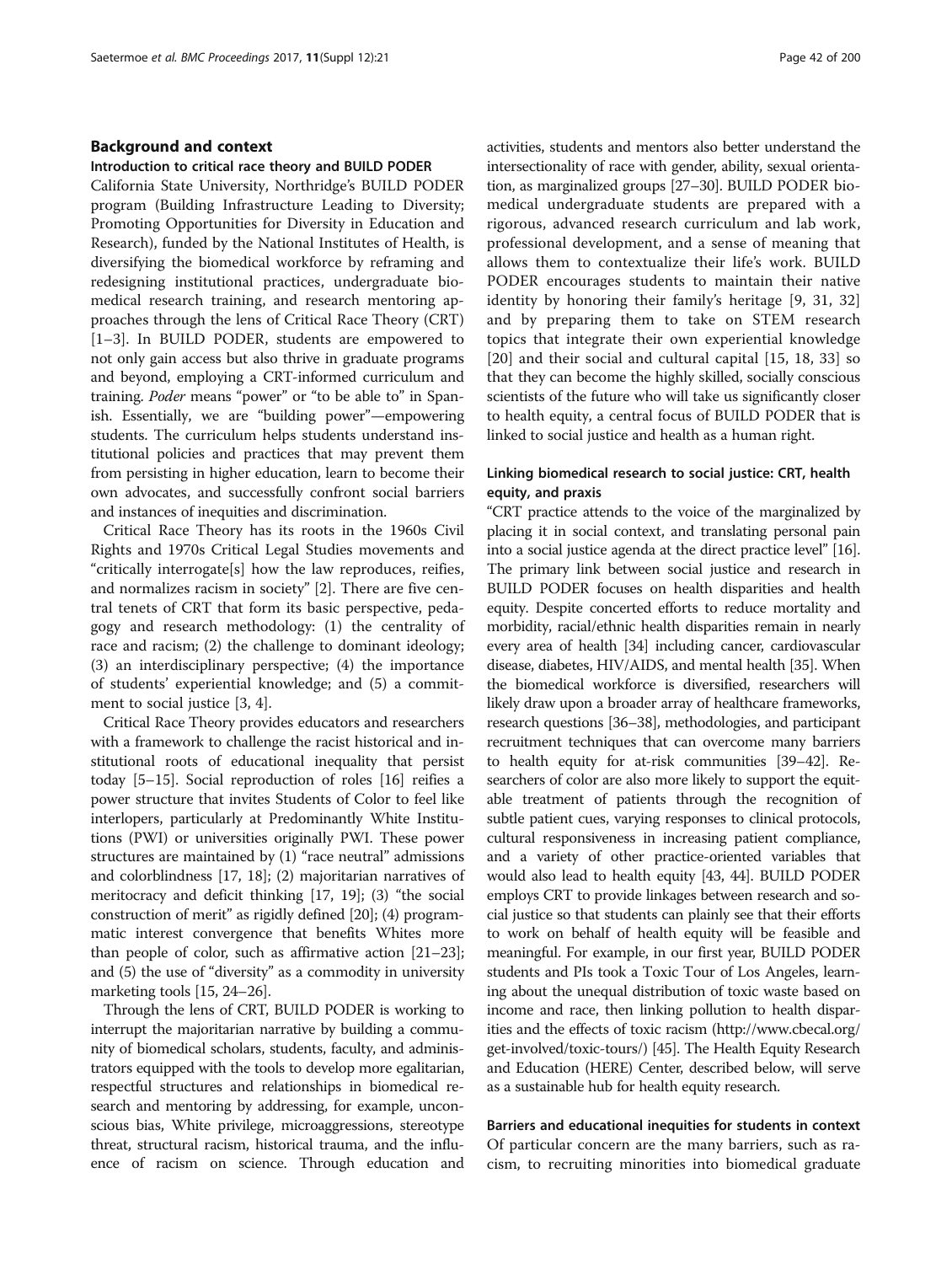## Background and context

### Introduction to critical race theory and BUILD PODER

California State University, Northridge's BUILD PODER program (Building Infrastructure Leading to Diversity; Promoting Opportunities for Diversity in Education and Research), funded by the National Institutes of Health, is diversifying the biomedical workforce by reframing and redesigning institutional practices, undergraduate biomedical research training, and research mentoring approaches through the lens of Critical Race Theory (CRT) [1–3]. In BUILD PODER, students are empowered to not only gain access but also thrive in graduate programs and beyond, employing a CRT-informed curriculum and training. *Poder* means "power" or "to be able to" in Spanish. Essentially, we are "building power"—empowering students. The curriculum helps students understand institutional policies and practices that may prevent them from persisting in higher education, learn to become their own advocates, and successfully confront social barriers and instances of inequities and discrimination.

Critical Race Theory has its roots in the 1960s Civil Rights and 1970s Critical Legal Studies movements and "critically interrogate[s] how the law reproduces, reifies, and normalizes racism in society" [2]. There are five central tenets of CRT that form its basic perspective, pedagogy and research methodology: (1) the centrality of race and racism; (2) the challenge to dominant ideology; (3) an interdisciplinary perspective; (4) the importance of students' experiential knowledge; and (5) a commitment to social justice [3, 4].

Critical Race Theory provides educators and researchers with a framework to challenge the racist historical and institutional roots of educational inequality that persist today [5–15]. Social reproduction of roles [16] reifies a power structure that invites Students of Color to feel like interlopers, particularly at Predominantly White Institutions (PWI) or universities originally PWI. These power structures are maintained by (1) "race neutral" admissions and colorblindness [17, 18]; (2) majoritarian narratives of meritocracy and deficit thinking [17, 19]; (3) "the social construction of merit" as rigidly defined [20]; (4) programmatic interest convergence that benefits Whites more than people of color, such as affirmative action [21–23]; and (5) the use of "diversity" as a commodity in university marketing tools [15, 24–26].

Through the lens of CRT, BUILD PODER is working to interrupt the majoritarian narrative by building a community of biomedical scholars, students, faculty, and administrators equipped with the tools to develop more egalitarian, respectful structures and relationships in biomedical research and mentoring by addressing, for example, unconscious bias, White privilege, microaggressions, stereotype threat, structural racism, historical trauma, and the influence of racism on science. Through education and activities, students and mentors also better understand the intersectionality of race with gender, ability, sexual orientation, as marginalized groups [27–30]. BUILD PODER biomedical undergraduate students are prepared with a rigorous, advanced research curriculum and lab work, professional development, and a sense of meaning that allows them to contextualize their life's work. BUILD PODER encourages students to maintain their native identity by honoring their family's heritage [9, 31, 32] and by preparing them to take on STEM research topics that integrate their own experiential knowledge [20] and their social and cultural capital [15, 18, 33] so that they can become the highly skilled, socially conscious scientists of the future who will take us significantly closer to health equity, a central focus of BUILD PODER that is linked to social justice and health as a human right.

### Linking biomedical research to social justice: CRT, health equity, and praxis

"CRT practice attends to the voice of the marginalized by placing it in social context, and translating personal pain into a social justice agenda at the direct practice level" [16]. The primary link between social justice and research in BUILD PODER focuses on health disparities and health equity. Despite concerted efforts to reduce mortality and morbidity, racial/ethnic health disparities remain in nearly every area of health [34] including cancer, cardiovascular disease, diabetes, HIV/AIDS, and mental health [35]. When the biomedical workforce is diversified, researchers will likely draw upon a broader array of healthcare frameworks, research questions [36–38], methodologies, and participant recruitment techniques that can overcome many barriers to health equity for at-risk communities [39–42]. Researchers of color are also more likely to support the equitable treatment of patients through the recognition of subtle patient cues, varying responses to clinical protocols, cultural responsiveness in increasing patient compliance, and a variety of other practice-oriented variables that would also lead to health equity [43, 44]. BUILD PODER employs CRT to provide linkages between research and social justice so that students can plainly see that their efforts to work on behalf of health equity will be feasible and meaningful. For example, in our first year, BUILD PODER students and PIs took a Toxic Tour of Los Angeles, learning about the unequal distribution of toxic waste based on income and race, then linking pollution to health disparities and the effects of toxic racism (http://www.cbecal.org/get-involved/toxic-tours/) [45]. The Health Equity Research and Education (HERE) Center, described below, will serve as a sustainable hub for health equity research.

### Barriers and educational inequities for students in context

Of particular concern are the many barriers, such as racism, to recruiting minorities into biomedical graduate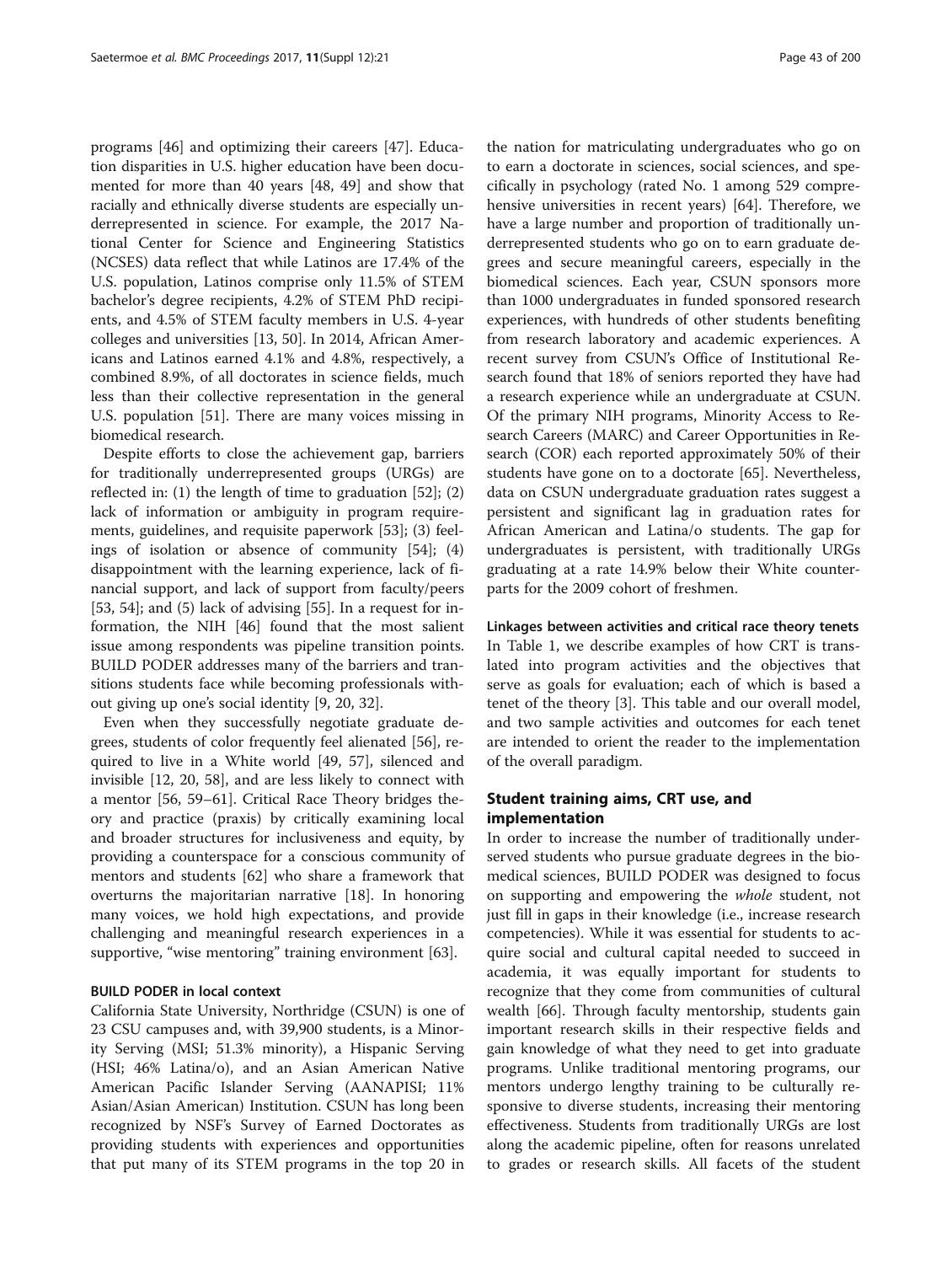programs [46] and optimizing their careers [47]. Education disparities in U.S. higher education have been documented for more than 40 years [48, 49] and show that racially and ethnically diverse students are especially underrepresented in science. For example, the 2017 National Center for Science and Engineering Statistics (NCSES) data reflect that while Latinos are 17.4% of the U.S. population, Latinos comprise only 11.5% of STEM bachelor's degree recipients, 4.2% of STEM PhD recipients, and 4.5% of STEM faculty members in U.S. 4-year colleges and universities [13, 50]. In 2014, African Americans and Latinos earned 4.1% and 4.8%, respectively, a combined 8.9%, of all doctorates in science fields, much less than their collective representation in the general U.S. population [51]. There are many voices missing in biomedical research.

Despite efforts to close the achievement gap, barriers for traditionally underrepresented groups (URGs) are reflected in: (1) the length of time to graduation [52]; (2) lack of information or ambiguity in program requirements, guidelines, and requisite paperwork [53]; (3) feelings of isolation or absence of community [54]; (4) disappointment with the learning experience, lack of financial support, and lack of support from faculty/peers [53, 54]; and (5) lack of advising [55]. In a request for information, the NIH [46] found that the most salient issue among respondents was pipeline transition points. BUILD PODER addresses many of the barriers and transitions students face while becoming professionals without giving up one's social identity [9, 20, 32].

Even when they successfully negotiate graduate degrees, students of color frequently feel alienated [56], required to live in a White world [49, 57], silenced and invisible [12, 20, 58], and are less likely to connect with a mentor [56, 59–61]. Critical Race Theory bridges theory and practice (praxis) by critically examining local and broader structures for inclusiveness and equity, by providing a counterspace for a conscious community of mentors and students [62] who share a framework that overturns the majoritarian narrative [18]. In honoring many voices, we hold high expectations, and provide challenging and meaningful research experiences in a supportive, "wise mentoring" training environment [63].

#### BUILD PODER in local context

California State University, Northridge (CSUN) is one of 23 CSU campuses and, with 39,900 students, is a Minority Serving (MSI; 51.3% minority), a Hispanic Serving (HSI; 46% Latina/o), and an Asian American Native American Pacific Islander Serving (AANAPISI; 11% Asian/Asian American) Institution. CSUN has long been recognized by NSF's Survey of Earned Doctorates as providing students with experiences and opportunities that put many of its STEM programs in the top 20 in the nation for matriculating undergraduates who go on to earn a doctorate in sciences, social sciences, and specifically in psychology (rated No. 1 among 529 comprehensive universities in recent years) [64]. Therefore, we have a large number and proportion of traditionally underrepresented students who go on to earn graduate degrees and secure meaningful careers, especially in the biomedical sciences. Each year, CSUN sponsors more than 1000 undergraduates in funded sponsored research experiences, with hundreds of other students benefiting from research laboratory and academic experiences. A recent survey from CSUN's Office of Institutional Research found that 18% of seniors reported they have had a research experience while an undergraduate at CSUN. Of the primary NIH programs, Minority Access to Research Careers (MARC) and Career Opportunities in Research (COR) each reported approximately 50% of their students have gone on to a doctorate [65]. Nevertheless, data on CSUN undergraduate graduation rates suggest a persistent and significant lag in graduation rates for African American and Latina/o students. The gap for undergraduates is persistent, with traditionally URGs graduating at a rate 14.9% below their White counterparts for the 2009 cohort of freshmen.

#### Linkages between activities and critical race theory tenets

In Table 1, we describe examples of how CRT is translated into program activities and the objectives that serve as goals for evaluation; each of which is based a tenet of the theory [3]. This table and our overall model, and two sample activities and outcomes for each tenet are intended to orient the reader to the implementation of the overall paradigm.

## Student training aims, CRT use, and implementation

In order to increase the number of traditionally underserved students who pursue graduate degrees in the biomedical sciences, BUILD PODER was designed to focus on supporting and empowering the *whole* student, not just fill in gaps in their knowledge (i.e., increase research competencies). While it was essential for students to acquire social and cultural capital needed to succeed in academia, it was equally important for students to recognize that they come from communities of cultural wealth [66]. Through faculty mentorship, students gain important research skills in their respective fields and gain knowledge of what they need to get into graduate programs. Unlike traditional mentoring programs, our mentors undergo lengthy training to be culturally responsive to diverse students, increasing their mentoring effectiveness. Students from traditionally URGs are lost along the academic pipeline, often for reasons unrelated to grades or research skills. All facets of the student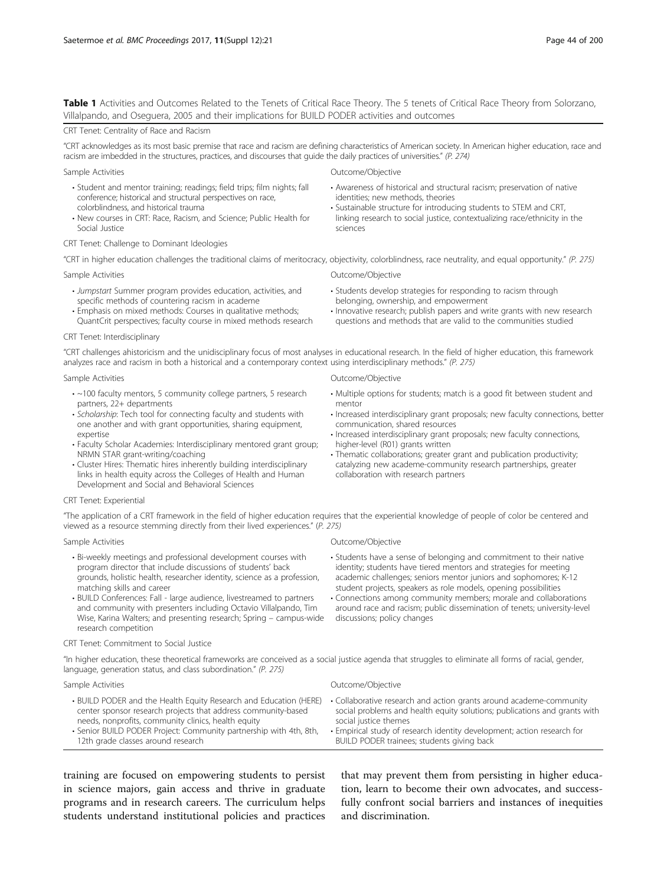**Table 1** Activities and Outcomes Related to the Tenets of Critical Race Theory. The 5 tenets of Critical Race Theory from Solorzano, Villalpando, and Oseguera, 2005 and their implications for BUILD PODER activities and outcomes

| Sample Activities | Outcome/Objective |
| --- | --- |
| **CRT Tenet: Centrality of Race and Racism** | |
| "CRT acknowledges as its most basic premise that race and racism are defining characteristics of American society. In American higher education, race and racism are imbedded in the structures, practices, and discourses that guide the daily practices of universities." *(P. 274)* | |
| • Student and mentor training; readings; field trips; film nights; fall conference; historical and structural perspectives on race, colorblindness, and historical trauma<br>• New courses in CRT: Race, Racism, and Science; Public Health for Social Justice | • Awareness of historical and structural racism; preservation of native identities; new methods, theories<br>• Sustainable structure for introducing students to STEM and CRT, linking research to social justice, contextualizing race/ethnicity in the sciences |
| **CRT Tenet: Challenge to Dominant Ideologies** | |
| "CRT in higher education challenges the traditional claims of meritocracy, objectivity, colorblindness, race neutrality, and equal opportunity." *(P. 275)* | |
| • *Jumpstart* Summer program provides education, activities, and specific methods of countering racism in academe<br>• Emphasis on mixed methods: Courses in qualitative methods; QuantCrit perspectives; faculty course in mixed methods research | • Students develop strategies for responding to racism through belonging, ownership, and empowerment<br>• Innovative research; publish papers and write grants with new research questions and methods that are valid to the communities studied |
| **CRT Tenet: Interdisciplinary** | |
| "CRT challenges ahistoricism and the unidisciplinary focus of most analyses in educational research. In the field of higher education, this framework analyzes race and racism in both a historical and a contemporary context using interdisciplinary methods." *(P. 275)* | |
| • ~100 faculty mentors, 5 community college partners, 5 research partners, 22+ departments<br>• *Scholarship*: Tech tool for connecting faculty and students with one another and with grant opportunities, sharing equipment, expertise<br>• Faculty Scholar Academies: Interdisciplinary mentored grant group; NRMN STAR grant-writing/coaching<br>• Cluster Hires: Thematic hires inherently building interdisciplinary links in health equity across the Colleges of Health and Human Development and Social and Behavioral Sciences | • Multiple options for students; match is a good fit between student and mentor<br>• Increased interdisciplinary grant proposals; new faculty connections, better communication, shared resources<br>• Increased interdisciplinary grant proposals; new faculty connections, higher-level (R01) grants written<br>• Thematic collaborations; greater grant and publication productivity; catalyzing new academe-community research partnerships, greater collaboration with research partners |
| **CRT Tenet: Experiential** | |
| "The application of a CRT framework in the field of higher education requires that the experiential knowledge of people of color be centered and viewed as a resource stemming directly from their lived experiences." *(P. 275)* | |
| • Bi-weekly meetings and professional development courses with program director that include discussions of students' back grounds, holistic health, researcher identity, science as a profession, matching skills and career<br>• BUILD Conferences: Fall - large audience, livestreamed to partners and community with presenters including Octavio Villalpando, Tim Wise, Karina Walters; and presenting research; Spring – campus-wide research competition | • Students have a sense of belonging and commitment to their native identity; students have tiered mentors and strategies for meeting academic challenges; seniors mentor juniors and sophomores; K-12 student projects, speakers as role models, opening possibilities<br>• Connections among community members; morale and collaborations around race and racism; public dissemination of tenets; university-level discussions; policy changes |
| **CRT Tenet: Commitment to Social Justice** | |
| "In higher education, these theoretical frameworks are conceived as a social justice agenda that struggles to eliminate all forms of racial, gender, language, generation status, and class subordination." *(P. 275)* | |
| • BUILD PODER and the Health Equity Research and Education (HERE) center sponsor research projects that address community-based needs, nonprofits, community clinics, health equity<br>• Senior BUILD PODER Project: Community partnership with 4th, 8th, 12th grade classes around research | • Collaborative research and action grants around academe-community social problems and health equity solutions; publications and grants with social justice themes<br>• Empirical study of research identity development; action research for BUILD PODER trainees; students giving back |

training are focused on empowering students to persist in science majors, gain access and thrive in graduate programs and in research careers. The curriculum helps students understand institutional policies and practices that may prevent them from persisting in higher education, learn to become their own advocates, and successfully confront social barriers and instances of inequities and discrimination.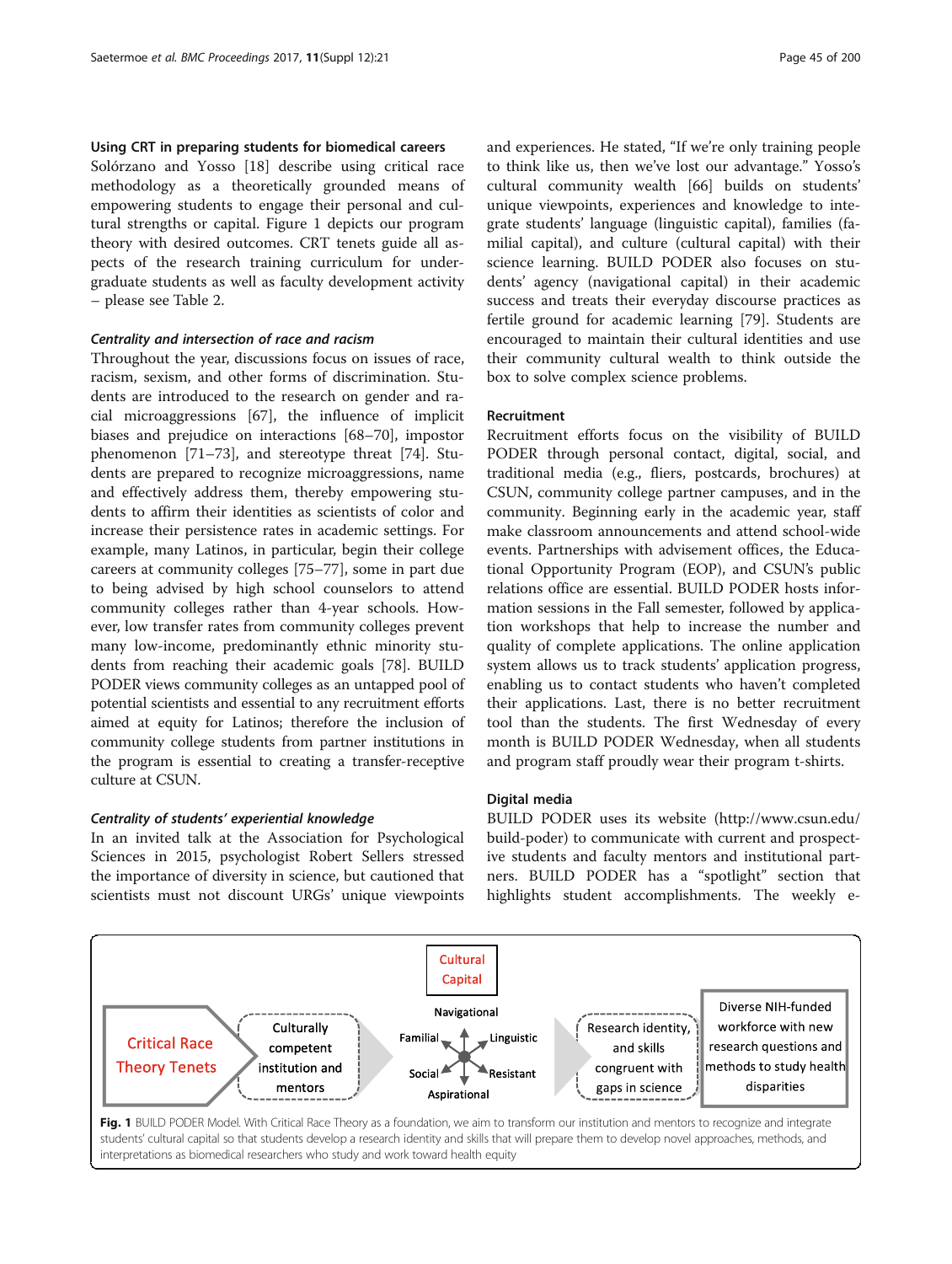### Using CRT in preparing students for biomedical careers

Solórzano and Yosso [18] describe using critical race methodology as a theoretically grounded means of empowering students to engage their personal and cultural strengths or capital. Figure 1 depicts our program theory with desired outcomes. CRT tenets guide all aspects of the research training curriculum for undergraduate students as well as faculty development activity – please see Table 2.

#### *Centrality and intersection of race and racism*

Throughout the year, discussions focus on issues of race, racism, sexism, and other forms of discrimination. Students are introduced to the research on gender and racial microaggressions [67], the influence of implicit biases and prejudice on interactions [68–70], impostor phenomenon [71–73], and stereotype threat [74]. Students are prepared to recognize microaggressions, name and effectively address them, thereby empowering students to affirm their identities as scientists of color and increase their persistence rates in academic settings. For example, many Latinos, in particular, begin their college careers at community colleges [75–77], some in part due to being advised by high school counselors to attend community colleges rather than 4-year schools. However, low transfer rates from community colleges prevent many low-income, predominantly ethnic minority students from reaching their academic goals [78]. BUILD PODER views community colleges as an untapped pool of potential scientists and essential to any recruitment efforts aimed at equity for Latinos; therefore the inclusion of community college students from partner institutions in the program is essential to creating a transfer-receptive culture at CSUN.

#### *Centrality of students' experiential knowledge*

In an invited talk at the Association for Psychological Sciences in 2015, psychologist Robert Sellers stressed the importance of diversity in science, but cautioned that scientists must not discount URGs' unique viewpoints and experiences. He stated, "If we're only training people to think like us, then we've lost our advantage." Yosso's cultural community wealth [66] builds on students' unique viewpoints, experiences and knowledge to integrate students' language (linguistic capital), families (familial capital), and culture (cultural capital) with their science learning. BUILD PODER also focuses on students' agency (navigational capital) in their academic success and treats their everyday discourse practices as fertile ground for academic learning [79]. Students are encouraged to maintain their cultural identities and use their community cultural wealth to think outside the box to solve complex science problems.

### Recruitment

Recruitment efforts focus on the visibility of BUILD PODER through personal contact, digital, social, and traditional media (e.g., fliers, postcards, brochures) at CSUN, community college partner campuses, and in the community. Beginning early in the academic year, staff make classroom announcements and attend school-wide events. Partnerships with advisement offices, the Educational Opportunity Program (EOP), and CSUN's public relations office are essential. BUILD PODER hosts information sessions in the Fall semester, followed by application workshops that help to increase the number and quality of complete applications. The online application system allows us to track students' application progress, enabling us to contact students who haven't completed their applications. Last, there is no better recruitment tool than the students. The first Wednesday of every month is BUILD PODER Wednesday, when all students and program staff proudly wear their program t-shirts.

### Digital media

BUILD PODER uses its website (http://www.csun.edu/build-poder) to communicate with current and prospective students and faculty mentors and institutional partners. BUILD PODER has a "spotlight" section that highlights student accomplishments. The weekly e-

Critical Race Theory Tenets

Culturally competent institution and mentors

Cultural Capital

Navigational

Familial

Linguistic

Social

Resistant

Aspirational

Research identity, and skills congruent with gaps in science

Diverse NIH-funded workforce with new research questions and methods to study health disparities

**Fig. 1** BUILD PODER Model. With Critical Race Theory as a foundation, we aim to transform our institution and mentors to recognize and integrate students' cultural capital so that students develop a research identity and skills that will prepare them to develop novel approaches, methods, and interpretations as biomedical researchers who study and work toward health equity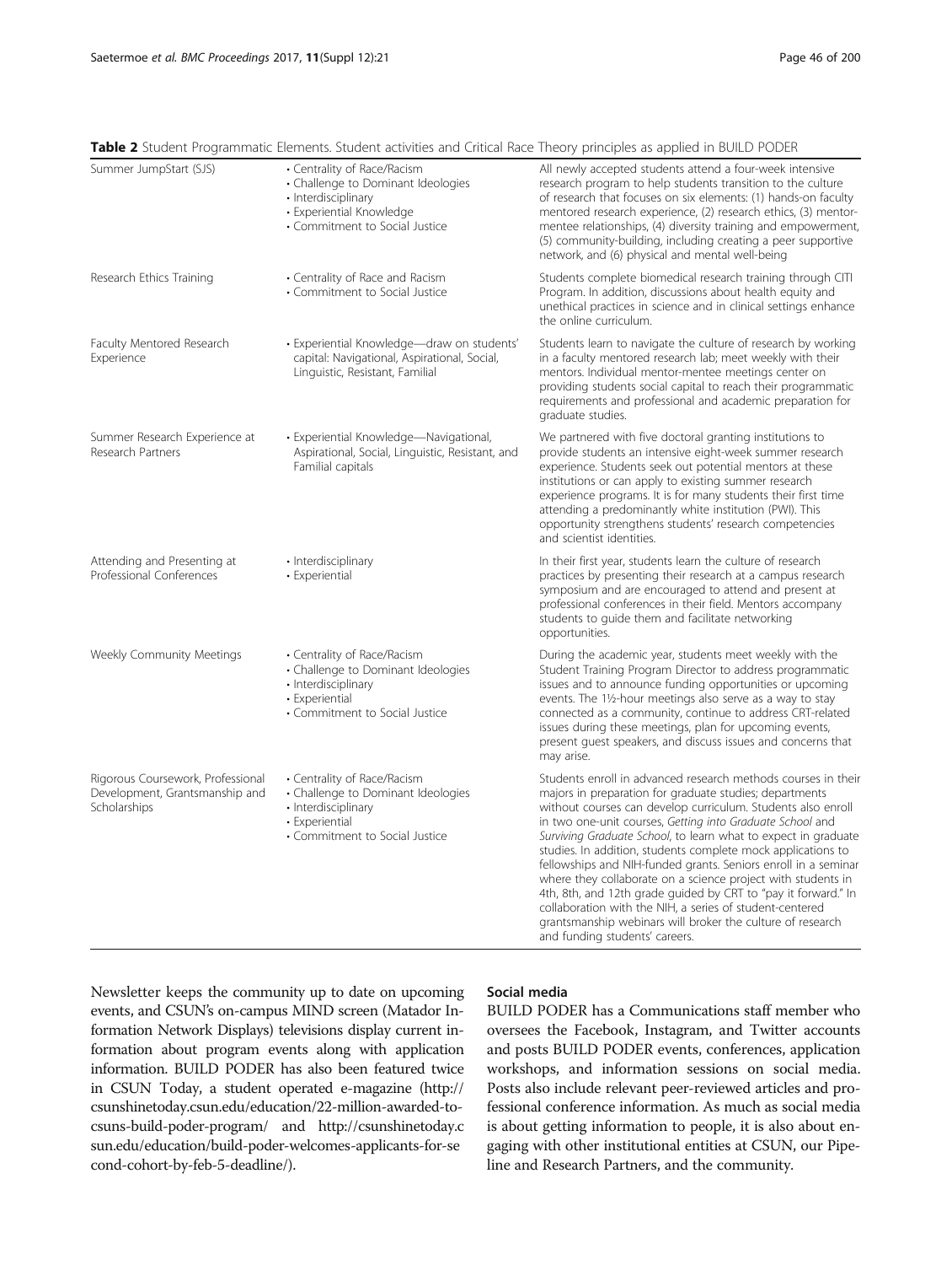**Table 2** Student Programmatic Elements. Student activities and Critical Race Theory principles as applied in BUILD PODER

| | | |
|---|---|---|
| Summer JumpStart (SJS) | • Centrality of Race/Racism<br>• Challenge to Dominant Ideologies<br>• Interdisciplinary<br>• Experiential Knowledge<br>• Commitment to Social Justice | All newly accepted students attend a four-week intensive research program to help students transition to the culture of research that focuses on six elements: (1) hands-on faculty mentored research experience, (2) research ethics, (3) mentor-mentee relationships, (4) diversity training and empowerment, (5) community-building, including creating a peer supportive network, and (6) physical and mental well-being |
| Research Ethics Training | • Centrality of Race and Racism<br>• Commitment to Social Justice | Students complete biomedical research training through CITI Program. In addition, discussions about health equity and unethical practices in science and in clinical settings enhance the online curriculum. |
| Faculty Mentored Research Experience | • Experiential Knowledge—draw on students' capital: Navigational, Aspirational, Social, Linguistic, Resistant, Familial | Students learn to navigate the culture of research by working in a faculty mentored research lab; meet weekly with their mentors. Individual mentor-mentee meetings center on providing students social capital to reach their programmatic requirements and professional and academic preparation for graduate studies. |
| Summer Research Experience at Research Partners | • Experiential Knowledge—Navigational, Aspirational, Social, Linguistic, Resistant, and Familial capitals | We partnered with five doctoral granting institutions to provide students an intensive eight-week summer research experience. Students seek out potential mentors at these institutions or can apply to existing summer research experience programs. It is for many students their first time attending a predominantly white institution (PWI). This opportunity strengthens students' research competencies and scientist identities. |
| Attending and Presenting at Professional Conferences | • Interdisciplinary<br>• Experiential | In their first year, students learn the culture of research practices by presenting their research at a campus research symposium and are encouraged to attend and present at professional conferences in their field. Mentors accompany students to guide them and facilitate networking opportunities. |
| Weekly Community Meetings | • Centrality of Race/Racism<br>• Challenge to Dominant Ideologies<br>• Interdisciplinary<br>• Experiential<br>• Commitment to Social Justice | During the academic year, students meet weekly with the Student Training Program Director to address programmatic issues and to announce funding opportunities or upcoming events. The 1½-hour meetings also serve as a way to stay connected as a community, continue to address CRT-related issues during these meetings, plan for upcoming events, present guest speakers, and discuss issues and concerns that may arise. |
| Rigorous Coursework, Professional Development, Grantsmanship and Scholarships | • Centrality of Race/Racism<br>• Challenge to Dominant Ideologies<br>• Interdisciplinary<br>• Experiential<br>• Commitment to Social Justice | Students enroll in advanced research methods courses in their majors in preparation for graduate studies; departments without courses can develop curriculum. Students also enroll in two one-unit courses, *Getting into Graduate School* and *Surviving Graduate School*, to learn what to expect in graduate studies. In addition, students complete mock applications to fellowships and NIH-funded grants. Seniors enroll in a seminar where they collaborate on a science project with students in 4th, 8th, and 12th grade guided by CRT to "pay it forward." In collaboration with the NIH, a series of student-centered grantsmanship webinars will broker the culture of research and funding students' careers. |

Newsletter keeps the community up to date on upcoming events, and CSUN's on-campus MIND screen (Matador Information Network Displays) televisions display current information about program events along with application information. BUILD PODER has also been featured twice in CSUN Today, a student operated e-magazine (http://csunshinetoday.csun.edu/education/22-million-awarded-to-csuns-build-poder-program/ and http://csunshinetoday.csun.edu/education/build-poder-welcomes-applicants-for-second-cohort-by-feb-5-deadline/).

### Social media

BUILD PODER has a Communications staff member who oversees the Facebook, Instagram, and Twitter accounts and posts BUILD PODER events, conferences, application workshops, and information sessions on social media. Posts also include relevant peer-reviewed articles and professional conference information. As much as social media is about getting information to people, it is also about engaging with other institutional entities at CSUN, our Pipeline and Research Partners, and the community.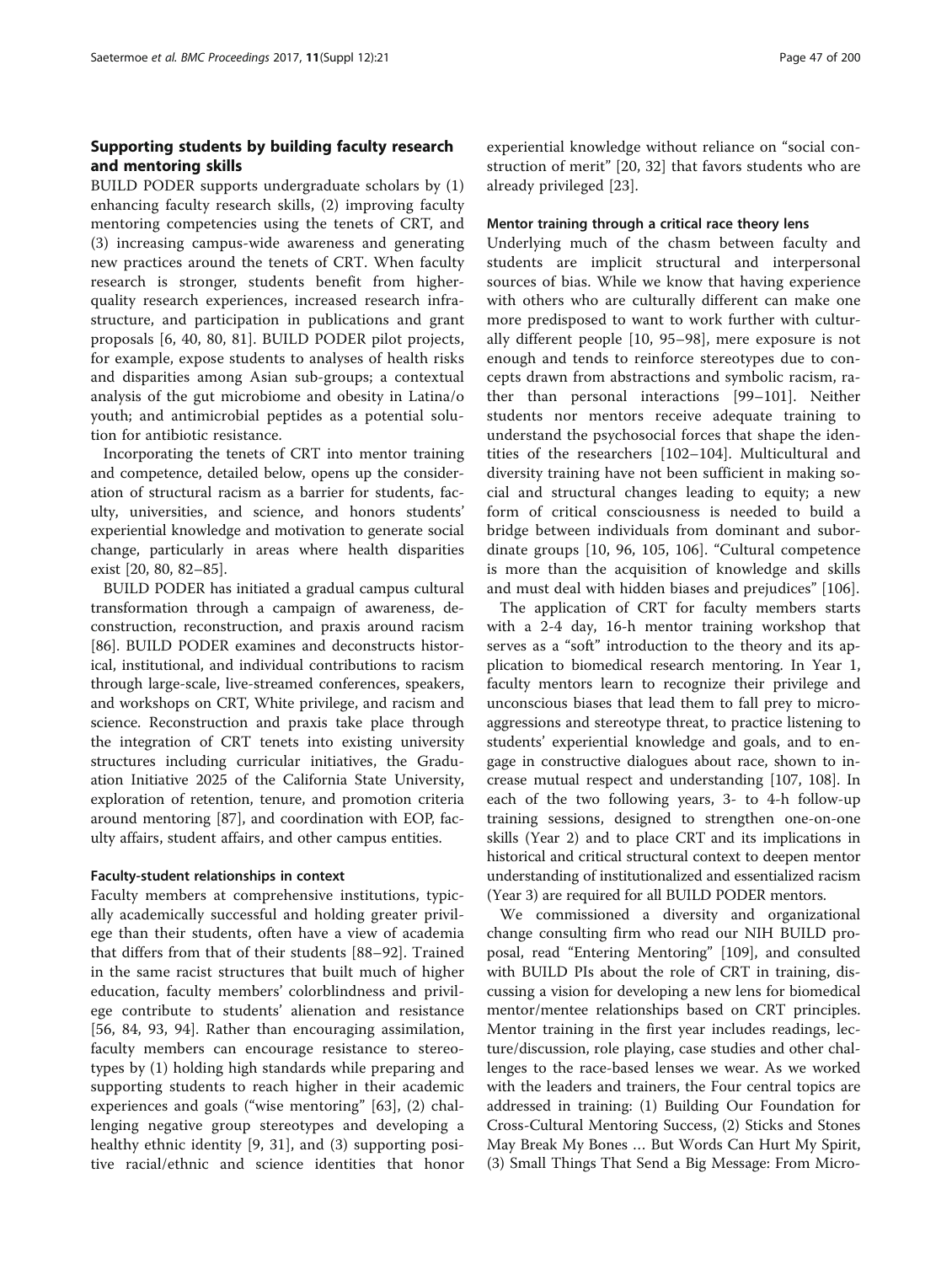## Supporting students by building faculty research and mentoring skills

BUILD PODER supports undergraduate scholars by (1) enhancing faculty research skills, (2) improving faculty mentoring competencies using the tenets of CRT, and (3) increasing campus-wide awareness and generating new practices around the tenets of CRT. When faculty research is stronger, students benefit from higher-quality research experiences, increased research infrastructure, and participation in publications and grant proposals [6, 40, 80, 81]. BUILD PODER pilot projects, for example, expose students to analyses of health risks and disparities among Asian sub-groups; a contextual analysis of the gut microbiome and obesity in Latina/o youth; and antimicrobial peptides as a potential solution for antibiotic resistance.

Incorporating the tenets of CRT into mentor training and competence, detailed below, opens up the consideration of structural racism as a barrier for students, faculty, universities, and science, and honors students' experiential knowledge and motivation to generate social change, particularly in areas where health disparities exist [20, 80, 82–85].

BUILD PODER has initiated a gradual campus cultural transformation through a campaign of awareness, deconstruction, reconstruction, and praxis around racism [86]. BUILD PODER examines and deconstructs historical, institutional, and individual contributions to racism through large-scale, live-streamed conferences, speakers, and workshops on CRT, White privilege, and racism and science. Reconstruction and praxis take place through the integration of CRT tenets into existing university structures including curricular initiatives, the Graduation Initiative 2025 of the California State University, exploration of retention, tenure, and promotion criteria around mentoring [87], and coordination with EOP, faculty affairs, student affairs, and other campus entities.

### Faculty-student relationships in context

Faculty members at comprehensive institutions, typically academically successful and holding greater privilege than their students, often have a view of academia that differs from that of their students [88–92]. Trained in the same racist structures that built much of higher education, faculty members' colorblindness and privilege contribute to students' alienation and resistance [56, 84, 93, 94]. Rather than encouraging assimilation, faculty members can encourage resistance to stereotypes by (1) holding high standards while preparing and supporting students to reach higher in their academic experiences and goals ("wise mentoring" [63], (2) challenging negative group stereotypes and developing a healthy ethnic identity [9, 31], and (3) supporting positive racial/ethnic and science identities that honor experiential knowledge without reliance on "social construction of merit" [20, 32] that favors students who are already privileged [23].

### Mentor training through a critical race theory lens

Underlying much of the chasm between faculty and students are implicit structural and interpersonal sources of bias. While we know that having experience with others who are culturally different can make one more predisposed to want to work further with culturally different people [10, 95–98], mere exposure is not enough and tends to reinforce stereotypes due to concepts drawn from abstractions and symbolic racism, rather than personal interactions [99–101]. Neither students nor mentors receive adequate training to understand the psychosocial forces that shape the identities of the researchers [102–104]. Multicultural and diversity training have not been sufficient in making social and structural changes leading to equity; a new form of critical consciousness is needed to build a bridge between individuals from dominant and subordinate groups [10, 96, 105, 106]. "Cultural competence is more than the acquisition of knowledge and skills and must deal with hidden biases and prejudices" [106].

The application of CRT for faculty members starts with a 2-4 day, 16-h mentor training workshop that serves as a "soft" introduction to the theory and its application to biomedical research mentoring. In Year 1, faculty mentors learn to recognize their privilege and unconscious biases that lead them to fall prey to microaggressions and stereotype threat, to practice listening to students' experiential knowledge and goals, and to engage in constructive dialogues about race, shown to increase mutual respect and understanding [107, 108]. In each of the two following years, 3- to 4-h follow-up training sessions, designed to strengthen one-on-one skills (Year 2) and to place CRT and its implications in historical and critical structural context to deepen mentor understanding of institutionalized and essentialized racism (Year 3) are required for all BUILD PODER mentors.

We commissioned a diversity and organizational change consulting firm who read our NIH BUILD proposal, read "Entering Mentoring" [109], and consulted with BUILD PIs about the role of CRT in training, discussing a vision for developing a new lens for biomedical mentor/mentee relationships based on CRT principles. Mentor training in the first year includes readings, lecture/discussion, role playing, case studies and other challenges to the race-based lenses we wear. As we worked with the leaders and trainers, the Four central topics are addressed in training: (1) Building Our Foundation for Cross-Cultural Mentoring Success, (2) Sticks and Stones May Break My Bones … But Words Can Hurt My Spirit, (3) Small Things That Send a Big Message: From Micro-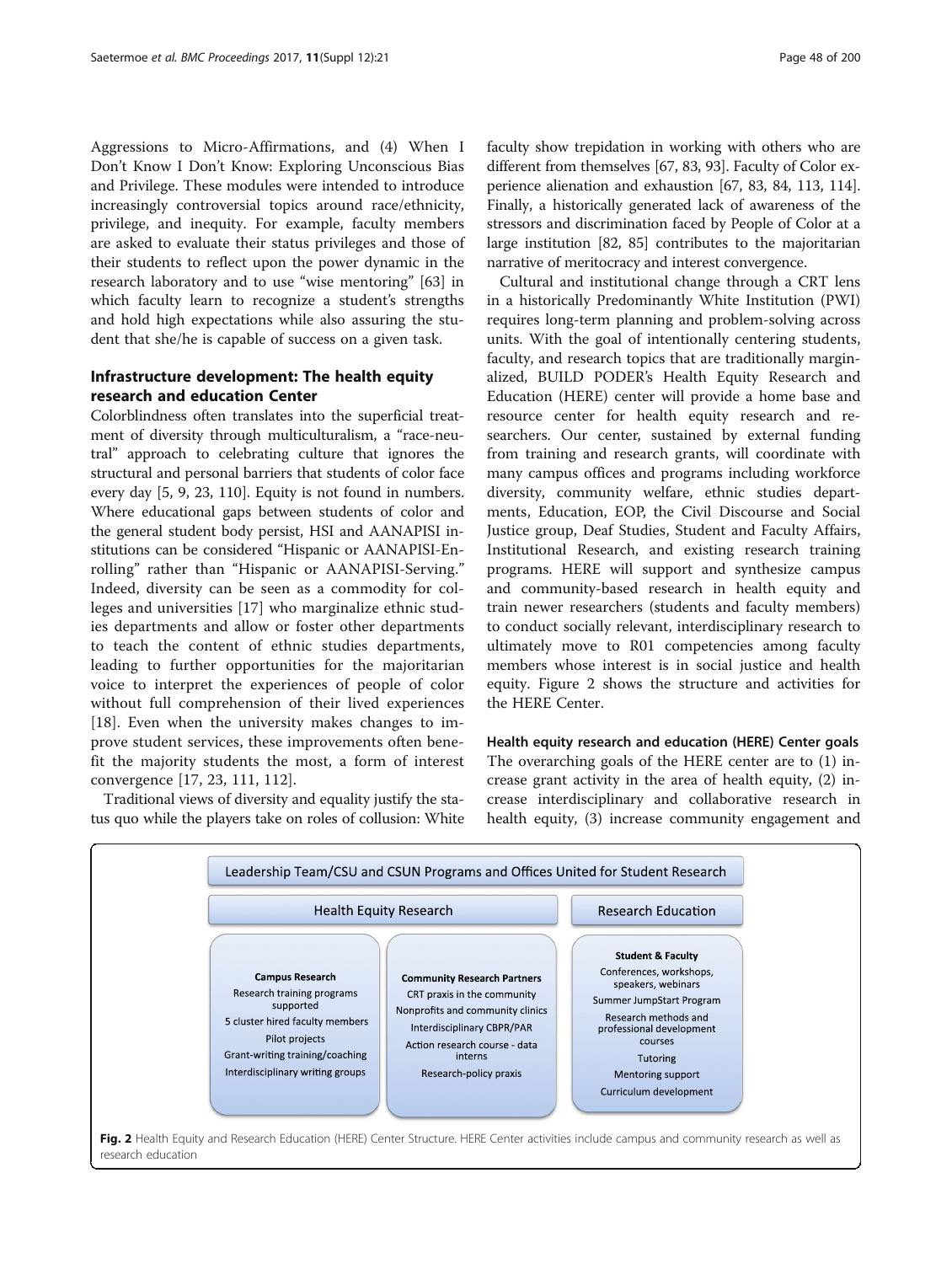Aggressions to Micro-Affirmations, and (4) When I Don't Know I Don't Know: Exploring Unconscious Bias and Privilege. These modules were intended to introduce increasingly controversial topics around race/ethnicity, privilege, and inequity. For example, faculty members are asked to evaluate their status privileges and those of their students to reflect upon the power dynamic in the research laboratory and to use "wise mentoring" [63] in which faculty learn to recognize a student's strengths and hold high expectations while also assuring the student that she/he is capable of success on a given task.

## Infrastructure development: The health equity research and education Center

Colorblindness often translates into the superficial treatment of diversity through multiculturalism, a "race-neutral" approach to celebrating culture that ignores the structural and personal barriers that students of color face every day [5, 9, 23, 110]. Equity is not found in numbers. Where educational gaps between students of color and the general student body persist, HSI and AANAPISI institutions can be considered "Hispanic or AANAPISI-Enrolling" rather than "Hispanic or AANAPISI-Serving." Indeed, diversity can be seen as a commodity for colleges and universities [17] who marginalize ethnic studies departments and allow or foster other departments to teach the content of ethnic studies departments, leading to further opportunities for the majoritarian voice to interpret the experiences of people of color without full comprehension of their lived experiences [18]. Even when the university makes changes to improve student services, these improvements often benefit the majority students the most, a form of interest convergence [17, 23, 111, 112].

Traditional views of diversity and equality justify the status quo while the players take on roles of collusion: White faculty show trepidation in working with others who are different from themselves [67, 83, 93]. Faculty of Color experience alienation and exhaustion [67, 83, 84, 113, 114]. Finally, a historically generated lack of awareness of the stressors and discrimination faced by People of Color at a large institution [82, 85] contributes to the majoritarian narrative of meritocracy and interest convergence.

Cultural and institutional change through a CRT lens in a historically Predominantly White Institution (PWI) requires long-term planning and problem-solving across units. With the goal of intentionally centering students, faculty, and research topics that are traditionally marginalized, BUILD PODER's Health Equity Research and Education (HERE) center will provide a home base and resource center for health equity research and researchers. Our center, sustained by external funding from training and research grants, will coordinate with many campus offices and programs including workforce diversity, community welfare, ethnic studies departments, Education, EOP, the Civil Discourse and Social Justice group, Deaf Studies, Student and Faculty Affairs, Institutional Research, and existing research training programs. HERE will support and synthesize campus and community-based research in health equity and train newer researchers (students and faculty members) to conduct socially relevant, interdisciplinary research to ultimately move to R01 competencies among faculty members whose interest is in social justice and health equity. Figure 2 shows the structure and activities for the HERE Center.

### Health equity research and education (HERE) Center goals

The overarching goals of the HERE center are to (1) increase grant activity in the area of health equity, (2) increase interdisciplinary and collaborative research in health equity, (3) increase community engagement and

Leadership Team/CSU and CSUN Programs and Offices United for Student Research

Health Equity Research

**Campus Research**
- Research training programs supported
- 5 cluster hired faculty members
- Pilot projects
- Grant-writing training/coaching
- Interdisciplinary writing groups

**Community Research Partners**
- CRT praxis in the community
- Nonprofits and community clinics
- Interdisciplinary CBPR/PAR
- Action research course - data interns
- Research-policy praxis

Research Education

**Student & Faculty**
- Conferences, workshops, speakers, webinars
- Summer JumpStart Program
- Research methods and professional development courses
- Tutoring
- Mentoring support
- Curriculum development

**Fig. 2** Health Equity and Research Education (HERE) Center Structure. HERE Center activities include campus and community research as well as research education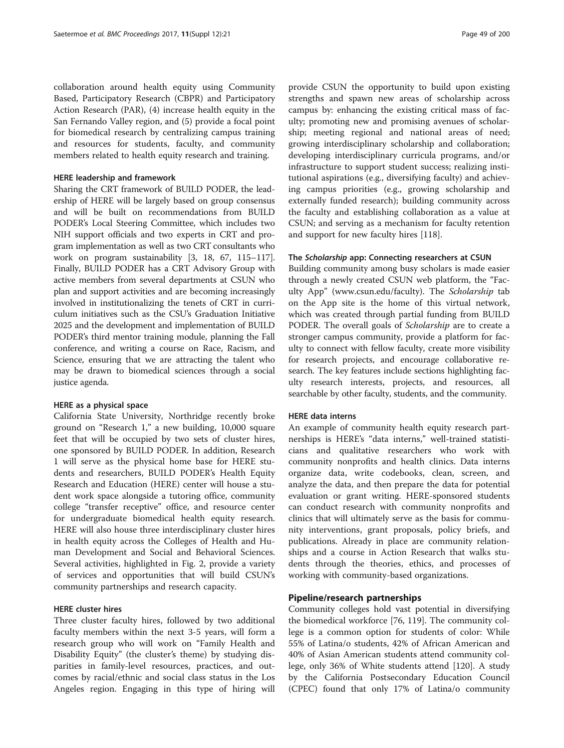collaboration around health equity using Community Based, Participatory Research (CBPR) and Participatory Action Research (PAR), (4) increase health equity in the San Fernando Valley region, and (5) provide a focal point for biomedical research by centralizing campus training and resources for students, faculty, and community members related to health equity research and training.

#### HERE leadership and framework

Sharing the CRT framework of BUILD PODER, the leadership of HERE will be largely based on group consensus and will be built on recommendations from BUILD PODER's Local Steering Committee, which includes two NIH support officials and two experts in CRT and program implementation as well as two CRT consultants who work on program sustainability [3, 18, 67, 115–117]. Finally, BUILD PODER has a CRT Advisory Group with active members from several departments at CSUN who plan and support activities and are becoming increasingly involved in institutionalizing the tenets of CRT in curriculum initiatives such as the CSU's Graduation Initiative 2025 and the development and implementation of BUILD PODER's third mentor training module, planning the Fall conference, and writing a course on Race, Racism, and Science, ensuring that we are attracting the talent who may be drawn to biomedical sciences through a social justice agenda.

#### HERE as a physical space

California State University, Northridge recently broke ground on "Research 1," a new building, 10,000 square feet that will be occupied by two sets of cluster hires, one sponsored by BUILD PODER. In addition, Research 1 will serve as the physical home base for HERE students and researchers, BUILD PODER's Health Equity Research and Education (HERE) center will house a student work space alongside a tutoring office, community college "transfer receptive" office, and resource center for undergraduate biomedical health equity research. HERE will also house three interdisciplinary cluster hires in health equity across the Colleges of Health and Human Development and Social and Behavioral Sciences. Several activities, highlighted in Fig. 2, provide a variety of services and opportunities that will build CSUN's community partnerships and research capacity.

#### HERE cluster hires

Three cluster faculty hires, followed by two additional faculty members within the next 3-5 years, will form a research group who will work on "Family Health and Disability Equity" (the cluster's theme) by studying disparities in family-level resources, practices, and outcomes by racial/ethnic and social class status in the Los Angeles region. Engaging in this type of hiring will provide CSUN the opportunity to build upon existing strengths and spawn new areas of scholarship across campus by: enhancing the existing critical mass of faculty; promoting new and promising avenues of scholarship; meeting regional and national areas of need; growing interdisciplinary scholarship and collaboration; developing interdisciplinary curricula programs, and/or infrastructure to support student success; realizing institutional aspirations (e.g., diversifying faculty) and achieving campus priorities (e.g., growing scholarship and externally funded research); building community across the faculty and establishing collaboration as a value at CSUN; and serving as a mechanism for faculty retention and support for new faculty hires [118].

#### The *Scholarship* app: Connecting researchers at CSUN

Building community among busy scholars is made easier through a newly created CSUN web platform, the "Faculty App" (www.csun.edu/faculty). The *Scholarship* tab on the App site is the home of this virtual network, which was created through partial funding from BUILD PODER. The overall goals of *Scholarship* are to create a stronger campus community, provide a platform for faculty to connect with fellow faculty, create more visibility for research projects, and encourage collaborative research. The key features include sections highlighting faculty research interests, projects, and resources, all searchable by other faculty, students, and the community.

#### HERE data interns

An example of community health equity research partnerships is HERE's "data interns," well-trained statisticians and qualitative researchers who work with community nonprofits and health clinics. Data interns organize data, write codebooks, clean, screen, and analyze the data, and then prepare the data for potential evaluation or grant writing. HERE-sponsored students can conduct research with community nonprofits and clinics that will ultimately serve as the basis for community interventions, grant proposals, policy briefs, and publications. Already in place are community relationships and a course in Action Research that walks students through the theories, ethics, and processes of working with community-based organizations.

### Pipeline/research partnerships

Community colleges hold vast potential in diversifying the biomedical workforce [76, 119]. The community college is a common option for students of color: While 55% of Latina/o students, 42% of African American and 40% of Asian American students attend community college, only 36% of White students attend [120]. A study by the California Postsecondary Education Council (CPEC) found that only 17% of Latina/o community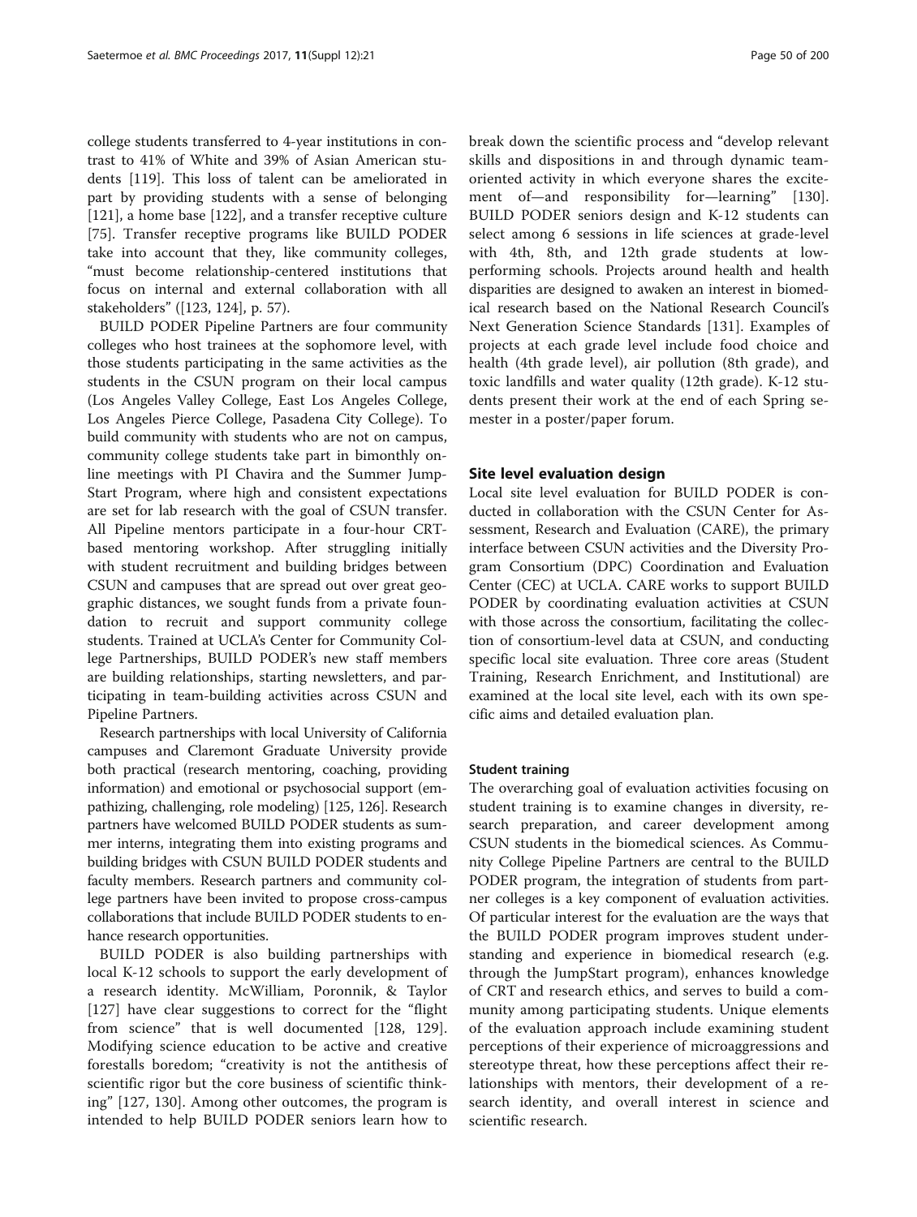college students transferred to 4-year institutions in contrast to 41% of White and 39% of Asian American students [119]. This loss of talent can be ameliorated in part by providing students with a sense of belonging [121], a home base [122], and a transfer receptive culture [75]. Transfer receptive programs like BUILD PODER take into account that they, like community colleges, "must become relationship-centered institutions that focus on internal and external collaboration with all stakeholders" ([123, 124], p. 57).

BUILD PODER Pipeline Partners are four community colleges who host trainees at the sophomore level, with those students participating in the same activities as the students in the CSUN program on their local campus (Los Angeles Valley College, East Los Angeles College, Los Angeles Pierce College, Pasadena City College). To build community with students who are not on campus, community college students take part in bimonthly online meetings with PI Chavira and the Summer Jump-Start Program, where high and consistent expectations are set for lab research with the goal of CSUN transfer. All Pipeline mentors participate in a four-hour CRT-based mentoring workshop. After struggling initially with student recruitment and building bridges between CSUN and campuses that are spread out over great geographic distances, we sought funds from a private foundation to recruit and support community college students. Trained at UCLA's Center for Community College Partnerships, BUILD PODER's new staff members are building relationships, starting newsletters, and participating in team-building activities across CSUN and Pipeline Partners.

Research partnerships with local University of California campuses and Claremont Graduate University provide both practical (research mentoring, coaching, providing information) and emotional or psychosocial support (empathizing, challenging, role modeling) [125, 126]. Research partners have welcomed BUILD PODER students as summer interns, integrating them into existing programs and building bridges with CSUN BUILD PODER students and faculty members. Research partners and community college partners have been invited to propose cross-campus collaborations that include BUILD PODER students to enhance research opportunities.

BUILD PODER is also building partnerships with local K-12 schools to support the early development of a research identity. McWilliam, Poronnik, & Taylor [127] have clear suggestions to correct for the "flight from science" that is well documented [128, 129]. Modifying science education to be active and creative forestalls boredom; "creativity is not the antithesis of scientific rigor but the core business of scientific thinking" [127, 130]. Among other outcomes, the program is intended to help BUILD PODER seniors learn how to break down the scientific process and "develop relevant skills and dispositions in and through dynamic team-oriented activity in which everyone shares the excitement of—and responsibility for—learning" [130]. BUILD PODER seniors design and K-12 students can select among 6 sessions in life sciences at grade-level with 4th, 8th, and 12th grade students at low-performing schools. Projects around health and health disparities are designed to awaken an interest in biomedical research based on the National Research Council's Next Generation Science Standards [131]. Examples of projects at each grade level include food choice and health (4th grade level), air pollution (8th grade), and toxic landfills and water quality (12th grade). K-12 students present their work at the end of each Spring semester in a poster/paper forum.

## Site level evaluation design

Local site level evaluation for BUILD PODER is conducted in collaboration with the CSUN Center for Assessment, Research and Evaluation (CARE), the primary interface between CSUN activities and the Diversity Program Consortium (DPC) Coordination and Evaluation Center (CEC) at UCLA. CARE works to support BUILD PODER by coordinating evaluation activities at CSUN with those across the consortium, facilitating the collection of consortium-level data at CSUN, and conducting specific local site evaluation. Three core areas (Student Training, Research Enrichment, and Institutional) are examined at the local site level, each with its own specific aims and detailed evaluation plan.

### Student training

The overarching goal of evaluation activities focusing on student training is to examine changes in diversity, research preparation, and career development among CSUN students in the biomedical sciences. As Community College Pipeline Partners are central to the BUILD PODER program, the integration of students from partner colleges is a key component of evaluation activities. Of particular interest for the evaluation are the ways that the BUILD PODER program improves student understanding and experience in biomedical research (e.g. through the JumpStart program), enhances knowledge of CRT and research ethics, and serves to build a community among participating students. Unique elements of the evaluation approach include examining student perceptions of their experience of microaggressions and stereotype threat, how these perceptions affect their relationships with mentors, their development of a research identity, and overall interest in science and scientific research.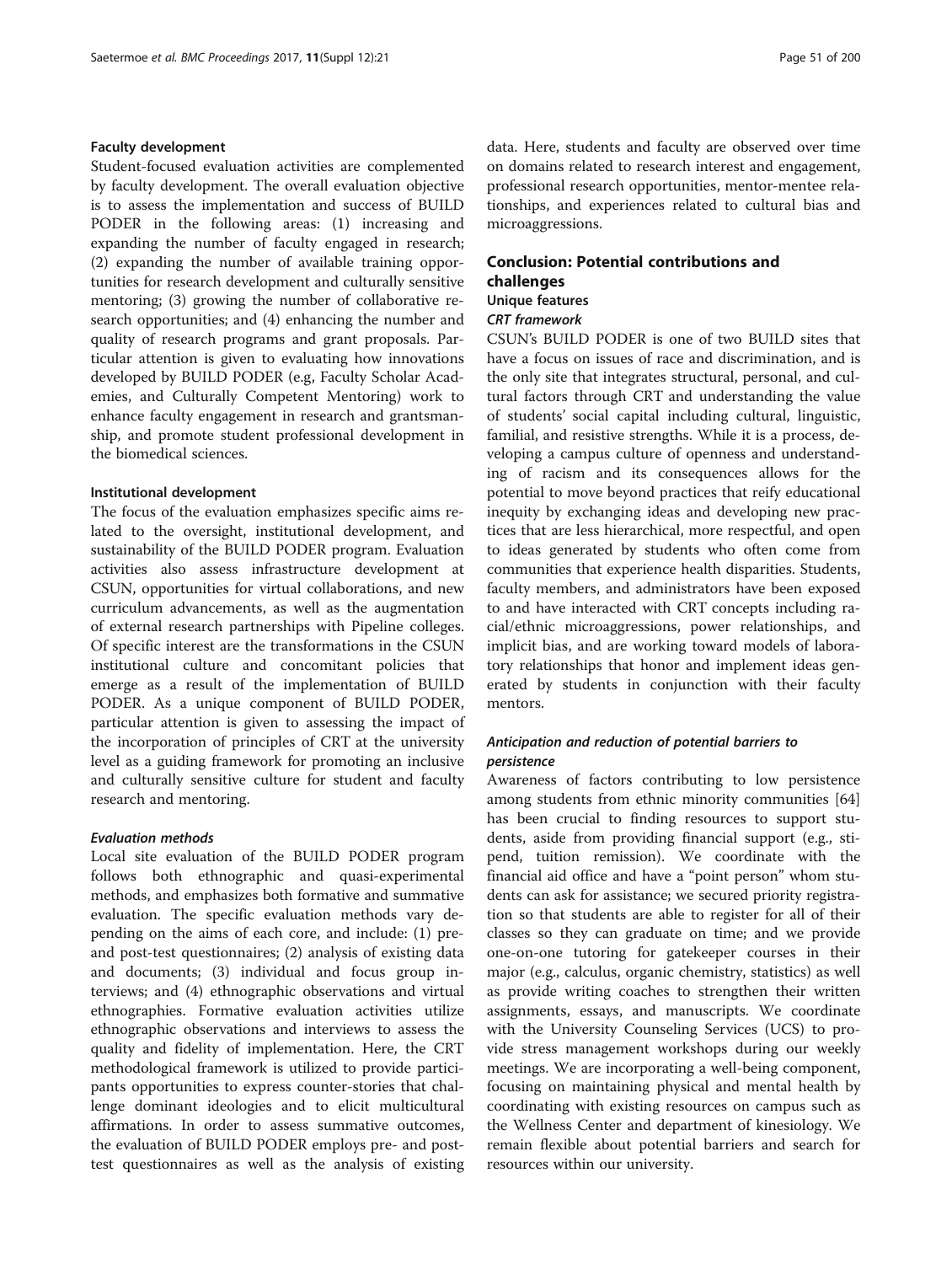### Faculty development

Student-focused evaluation activities are complemented by faculty development. The overall evaluation objective is to assess the implementation and success of BUILD PODER in the following areas: (1) increasing and expanding the number of faculty engaged in research; (2) expanding the number of available training opportunities for research development and culturally sensitive mentoring; (3) growing the number of collaborative research opportunities; and (4) enhancing the number and quality of research programs and grant proposals. Particular attention is given to evaluating how innovations developed by BUILD PODER (e.g, Faculty Scholar Academies, and Culturally Competent Mentoring) work to enhance faculty engagement in research and grantsmanship, and promote student professional development in the biomedical sciences.

### Institutional development

The focus of the evaluation emphasizes specific aims related to the oversight, institutional development, and sustainability of the BUILD PODER program. Evaluation activities also assess infrastructure development at CSUN, opportunities for virtual collaborations, and new curriculum advancements, as well as the augmentation of external research partnerships with Pipeline colleges. Of specific interest are the transformations in the CSUN institutional culture and concomitant policies that emerge as a result of the implementation of BUILD PODER. As a unique component of BUILD PODER, particular attention is given to assessing the impact of the incorporation of principles of CRT at the university level as a guiding framework for promoting an inclusive and culturally sensitive culture for student and faculty research and mentoring.

#### *Evaluation methods*

Local site evaluation of the BUILD PODER program follows both ethnographic and quasi-experimental methods, and emphasizes both formative and summative evaluation. The specific evaluation methods vary depending on the aims of each core, and include: (1) pre- and post-test questionnaires; (2) analysis of existing data and documents; (3) individual and focus group interviews; and (4) ethnographic observations and virtual ethnographies. Formative evaluation activities utilize ethnographic observations and interviews to assess the quality and fidelity of implementation. Here, the CRT methodological framework is utilized to provide participants opportunities to express counter-stories that challenge dominant ideologies and to elicit multicultural affirmations. In order to assess summative outcomes, the evaluation of BUILD PODER employs pre- and post-test questionnaires as well as the analysis of existing data. Here, students and faculty are observed over time on domains related to research interest and engagement, professional research opportunities, mentor-mentee relationships, and experiences related to cultural bias and microaggressions.

## Conclusion: Potential contributions and challenges

### Unique features

#### *CRT framework*

CSUN's BUILD PODER is one of two BUILD sites that have a focus on issues of race and discrimination, and is the only site that integrates structural, personal, and cultural factors through CRT and understanding the value of students' social capital including cultural, linguistic, familial, and resistive strengths. While it is a process, developing a campus culture of openness and understanding of racism and its consequences allows for the potential to move beyond practices that reify educational inequity by exchanging ideas and developing new practices that are less hierarchical, more respectful, and open to ideas generated by students who often come from communities that experience health disparities. Students, faculty members, and administrators have been exposed to and have interacted with CRT concepts including racial/ethnic microaggressions, power relationships, and implicit bias, and are working toward models of laboratory relationships that honor and implement ideas generated by students in conjunction with their faculty mentors.

#### *Anticipation and reduction of potential barriers to persistence*

Awareness of factors contributing to low persistence among students from ethnic minority communities [64] has been crucial to finding resources to support students, aside from providing financial support (e.g., stipend, tuition remission). We coordinate with the financial aid office and have a "point person" whom students can ask for assistance; we secured priority registration so that students are able to register for all of their classes so they can graduate on time; and we provide one-on-one tutoring for gatekeeper courses in their major (e.g., calculus, organic chemistry, statistics) as well as provide writing coaches to strengthen their written assignments, essays, and manuscripts. We coordinate with the University Counseling Services (UCS) to provide stress management workshops during our weekly meetings. We are incorporating a well-being component, focusing on maintaining physical and mental health by coordinating with existing resources on campus such as the Wellness Center and department of kinesiology. We remain flexible about potential barriers and search for resources within our university.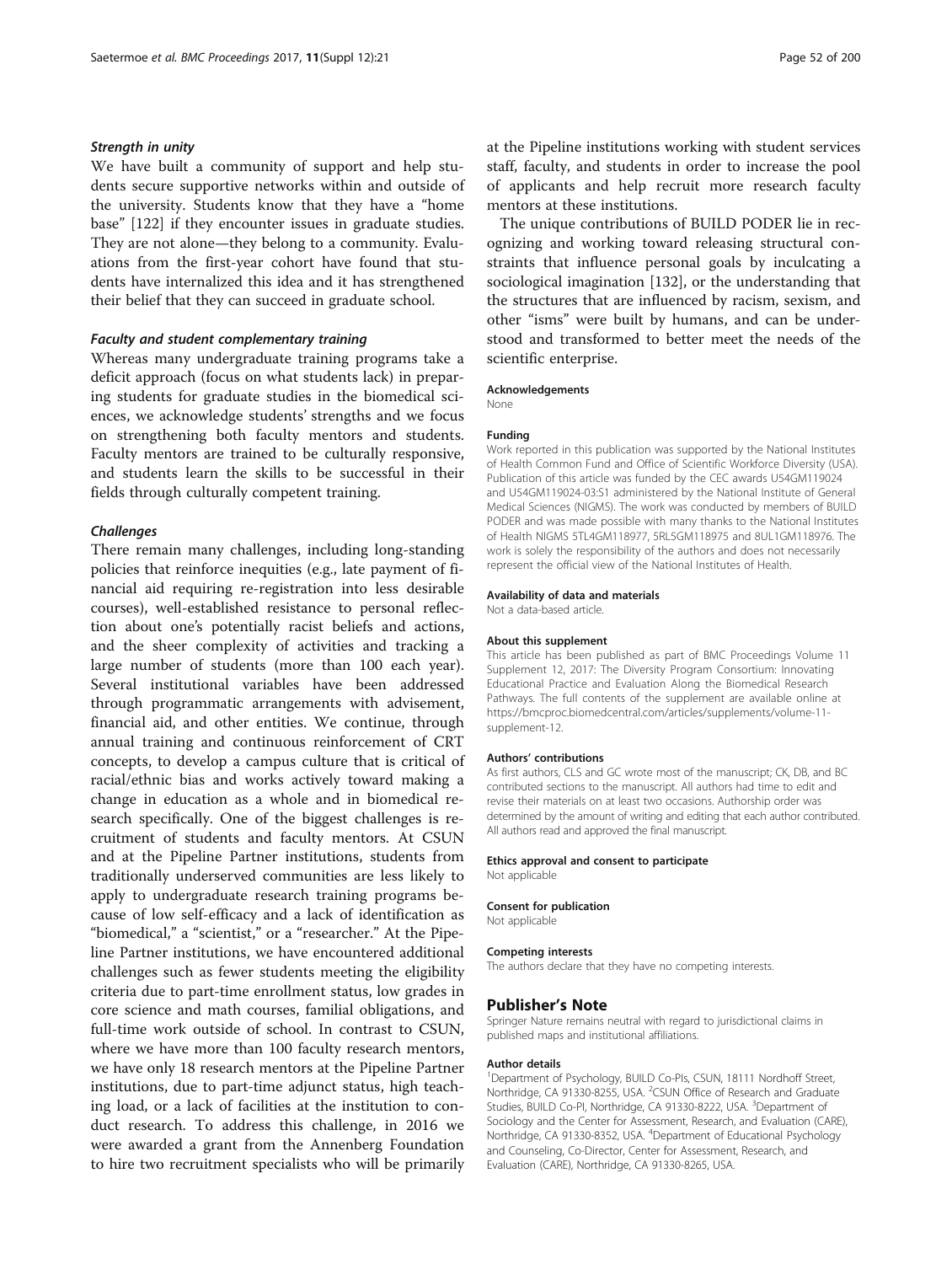#### *Strength in unity*

We have built a community of support and help students secure supportive networks within and outside of the university. Students know that they have a "home base" [122] if they encounter issues in graduate studies. They are not alone—they belong to a community. Evaluations from the first-year cohort have found that students have internalized this idea and it has strengthened their belief that they can succeed in graduate school.

#### *Faculty and student complementary training*

Whereas many undergraduate training programs take a deficit approach (focus on what students lack) in preparing students for graduate studies in the biomedical sciences, we acknowledge students' strengths and we focus on strengthening both faculty mentors and students. Faculty mentors are trained to be culturally responsive, and students learn the skills to be successful in their fields through culturally competent training.

#### *Challenges*

There remain many challenges, including long-standing policies that reinforce inequities (e.g., late payment of financial aid requiring re-registration into less desirable courses), well-established resistance to personal reflection about one's potentially racist beliefs and actions, and the sheer complexity of activities and tracking a large number of students (more than 100 each year). Several institutional variables have been addressed through programmatic arrangements with advisement, financial aid, and other entities. We continue, through annual training and continuous reinforcement of CRT concepts, to develop a campus culture that is critical of racial/ethnic bias and works actively toward making a change in education as a whole and in biomedical research specifically. One of the biggest challenges is recruitment of students and faculty mentors. At CSUN and at the Pipeline Partner institutions, students from traditionally underserved communities are less likely to apply to undergraduate research training programs because of low self-efficacy and a lack of identification as "biomedical," a "scientist," or a "researcher." At the Pipeline Partner institutions, we have encountered additional challenges such as fewer students meeting the eligibility criteria due to part-time enrollment status, low grades in core science and math courses, familial obligations, and full-time work outside of school. In contrast to CSUN, where we have more than 100 faculty research mentors, we have only 18 research mentors at the Pipeline Partner institutions, due to part-time adjunct status, high teaching load, or a lack of facilities at the institution to conduct research. To address this challenge, in 2016 we were awarded a grant from the Annenberg Foundation to hire two recruitment specialists who will be primarily at the Pipeline institutions working with student services staff, faculty, and students in order to increase the pool of applicants and help recruit more research faculty mentors at these institutions.

The unique contributions of BUILD PODER lie in recognizing and working toward releasing structural constraints that influence personal goals by inculcating a sociological imagination [132], or the understanding that the structures that are influenced by racism, sexism, and other "isms" were built by humans, and can be understood and transformed to better meet the needs of the scientific enterprise.

#### Acknowledgements

None

#### Funding

Work reported in this publication was supported by the National Institutes of Health Common Fund and Office of Scientific Workforce Diversity (USA). Publication of this article was funded by the CEC awards U54GM119024 and U54GM119024-03:S1 administered by the National Institute of General Medical Sciences (NIGMS). The work was conducted by members of BUILD PODER and was made possible with many thanks to the National Institutes of Health NIGMS 5TL4GM118977, 5RL5GM118975 and 8UL1GM118976. The work is solely the responsibility of the authors and does not necessarily represent the official view of the National Institutes of Health.

#### Availability of data and materials

Not a data-based article.

#### About this supplement

This article has been published as part of BMC Proceedings Volume 11 Supplement 12, 2017: The Diversity Program Consortium: Innovating Educational Practice and Evaluation Along the Biomedical Research Pathways. The full contents of the supplement are available online at https://bmcproc.biomedcentral.com/articles/supplements/volume-11-supplement-12.

#### Authors' contributions

As first authors, CLS and GC wrote most of the manuscript; CK, DB, and BC contributed sections to the manuscript. All authors had time to edit and revise their materials on at least two occasions. Authorship order was determined by the amount of writing and editing that each author contributed. All authors read and approved the final manuscript.

#### Ethics approval and consent to participate

Not applicable

#### Consent for publication

Not applicable

#### Competing interests

The authors declare that they have no competing interests.

## Publisher's Note

Springer Nature remains neutral with regard to jurisdictional claims in published maps and institutional affiliations.

#### Author details

[1]Department of Psychology, BUILD Co-PIs, CSUN, 18111 Nordhoff Street, Northridge, CA 91330-8255, USA. [2]CSUN Office of Research and Graduate Studies, BUILD Co-PI, Northridge, CA 91330-8222, USA. [3]Department of Sociology and the Center for Assessment, Research, and Evaluation (CARE), Northridge, CA 91330-8352, USA. [4]Department of Educational Psychology and Counseling, Co-Director, Center for Assessment, Research, and Evaluation (CARE), Northridge, CA 91330-8265, USA.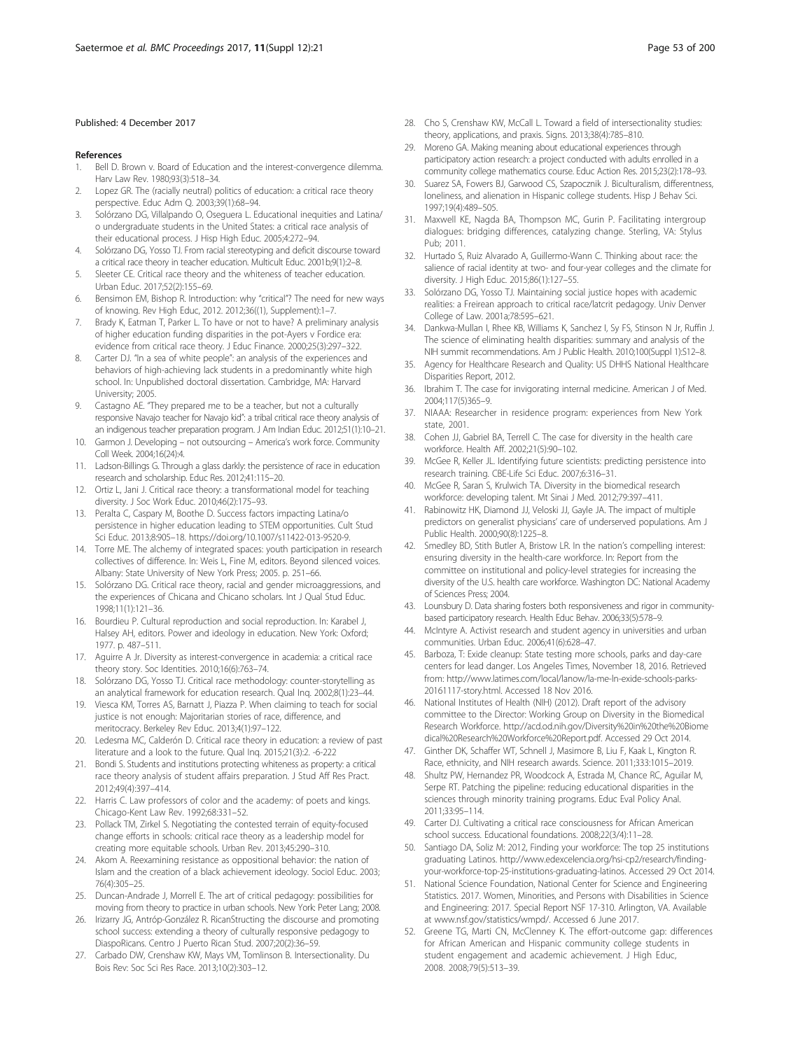Published: 4 December 2017

## References

1. Bell D. Brown v. Board of Education and the interest-convergence dilemma. Harv Law Rev. 1980;93(3):518–34.
2. Lopez GR. The (racially neutral) politics of education: a critical race theory perspective. Educ Adm Q. 2003;39(1):68–94.
3. Solórzano DG, Villalpando O, Oseguera L. Educational inequities and Latina/o undergraduate students in the United States: a critical race analysis of their educational process. J Hisp High Educ. 2005;4:272–94.
4. Solórzano DG, Yosso TJ. From racial stereotyping and deficit discourse toward a critical race theory in teacher education. Multicult Educ. 2001b;9(1):2–8.
5. Sleeter CE. Critical race theory and the whiteness of teacher education. Urban Educ. 2017;52(2):155–69.
6. Bensimon EM, Bishop R. Introduction: why "critical"? The need for new ways of knowing. Rev High Educ, 2012. 2012;36((1), Supplement):1–7.
7. Brady K, Eatman T, Parker L. To have or not to have? A preliminary analysis of higher education funding disparities in the pot-Ayers v Fordice era: evidence from critical race theory. J Educ Finance. 2000;25(3):297–322.
8. Carter DJ. "In a sea of white people": an analysis of the experiences and behaviors of high-achieving lack students in a predominantly white high school. In: Unpublished doctoral dissertation. Cambridge, MA: Harvard University; 2005.
9. Castagno AE. "They prepared me to be a teacher, but not a culturally responsive Navajo teacher for Navajo kid": a tribal critical race theory analysis of an indigenous teacher preparation program. J Am Indian Educ. 2012;51(1):10–21.
10. Garmon J. Developing – not outsourcing – America's work force. Community Coll Week. 2004;16(24):4.
11. Ladson-Billings G. Through a glass darkly: the persistence of race in education research and scholarship. Educ Res. 2012;41:115–20.
12. Ortiz L, Jani J. Critical race theory: a transformational model for teaching diversity. J Soc Work Educ. 2010;46(2):175–93.
13. Peralta C, Caspary M, Boothe D. Success factors impacting Latina/o persistence in higher education leading to STEM opportunities. Cult Stud Sci Educ. 2013;8:905–18. https://doi.org/10.1007/s11422-013-9520-9.
14. Torre ME. The alchemy of integrated spaces: youth participation in research collectives of difference. In: Weis L, Fine M, editors. Beyond silenced voices. Albany: State University of New York Press; 2005. p. 251–66.
15. Solórzano DG. Critical race theory, racial and gender microaggressions, and the experiences of Chicana and Chicano scholars. Int J Qual Stud Educ. 1998;11(1):121–36.
16. Bourdieu P. Cultural reproduction and social reproduction. In: Karabel J, Halsey AH, editors. Power and ideology in education. New York: Oxford; 1977. p. 487–511.
17. Aguirre A Jr. Diversity as interest-convergence in academia: a critical race theory story. Soc Identities. 2010;16(6):763–74.
18. Solórzano DG, Yosso TJ. Critical race methodology: counter-storytelling as an analytical framework for education research. Qual Inq. 2002;8(1):23–44.
19. Viesca KM, Torres AS, Barnatt J, Piazza P. When claiming to teach for social justice is not enough: Majoritarian stories of race, difference, and meritocracy. Berkeley Rev Educ. 2013;4(1):97–122.
20. Ledesma MC, Calderón D. Critical race theory in education: a review of past literature and a look to the future. Qual Inq. 2015;21(3):2. -6-222
21. Bondi S. Students and institutions protecting whiteness as property: a critical race theory analysis of student affairs preparation. J Stud Aff Res Pract. 2012;49(4):397–414.
22. Harris C. Law professors of color and the academy: of poets and kings. Chicago-Kent Law Rev. 1992;68:331–52.
23. Pollack TM, Zirkel S. Negotiating the contested terrain of equity-focused change efforts in schools: critical race theory as a leadership model for creating more equitable schools. Urban Rev. 2013;45:290–310.
24. Akom A. Reexamining resistance as oppositional behavior: the nation of Islam and the creation of a black achievement ideology. Sociol Educ. 2003; 76(4):305–25.
25. Duncan-Andrade J, Morrell E. The art of critical pedagogy: possibilities for moving from theory to practice in urban schools. New York: Peter Lang; 2008.
26. Irizarry JG, Antróp-González R. RicanStructing the discourse and promoting school success: extending a theory of culturally responsive pedagogy to DiaspoRicans. Centro J Puerto Rican Stud. 2007;20(2):36–59.
27. Carbado DW, Crenshaw KW, Mays VM, Tomlinson B. Intersectionality. Du Bois Rev: Soc Sci Res Race. 2013;10(2):303–12.
28. Cho S, Crenshaw KW, McCall L. Toward a field of intersectionality studies: theory, applications, and praxis. Signs. 2013;38(4):785–810.
29. Moreno GA. Making meaning about educational experiences through participatory action research: a project conducted with adults enrolled in a community college mathematics course. Educ Action Res. 2015;23(2):178–93.
30. Suarez SA, Fowers BJ, Garwood CS, Szapocznik J. Biculturalism, differentness, loneliness, and alienation in Hispanic college students. Hisp J Behav Sci. 1997;19(4):489–505.
31. Maxwell KE, Nagda BA, Thompson MC, Gurin P. Facilitating intergroup dialogues: bridging differences, catalyzing change. Sterling, VA: Stylus Pub; 2011.
32. Hurtado S, Ruiz Alvarado A, Guillermo-Wann C. Thinking about race: the salience of racial identity at two- and four-year colleges and the climate for diversity. J High Educ. 2015;86(1):127–55.
33. Solórzano DG, Yosso TJ. Maintaining social justice hopes with academic realities: a Freirean approach to critical race/latcrit pedagogy. Univ Denver College of Law. 2001a;78:595–621.
34. Dankwa-Mullan I, Rhee KB, Williams K, Sanchez I, Sy FS, Stinson N Jr, Ruffin J. The science of eliminating health disparities: summary and analysis of the NIH summit recommendations. Am J Public Health. 2010;100(Suppl 1):S12–8.
35. Agency for Healthcare Research and Quality: US DHHS National Healthcare Disparities Report, 2012.
36. Ibrahim T. The case for invigorating internal medicine. American J of Med. 2004;117(5)365–9.
37. NIAAA: Researcher in residence program: experiences from New York state, 2001.
38. Cohen JJ, Gabriel BA, Terrell C. The case for diversity in the health care workforce. Health Aff. 2002;21(5):90–102.
39. McGee R, Keller JL. Identifying future scientists: predicting persistence into research training. CBE-Life Sci Educ. 2007;6:316–31.
40. McGee R, Saran S, Krulwich TA. Diversity in the biomedical research workforce: developing talent. Mt Sinai J Med. 2012;79:397–411.
41. Rabinowitz HK, Diamond JJ, Veloski JJ, Gayle JA. The impact of multiple predictors on generalist physicians' care of underserved populations. Am J Public Health. 2000;90(8):1225–8.
42. Smedley BD, Stith Butler A, Bristow LR. In the nation's compelling interest: ensuring diversity in the health-care workforce. In: Report from the committee on institutional and policy-level strategies for increasing the diversity of the U.S. health care workforce. Washington DC: National Academy of Sciences Press; 2004.
43. Lounsbury D. Data sharing fosters both responsiveness and rigor in community-based participatory research. Health Educ Behav. 2006;33(5):578–9.
44. McIntyre A. Activist research and student agency in universities and urban communities. Urban Educ. 2006;41(6):628–47.
45. Barboza, T: Exide cleanup: State testing more schools, parks and day-care centers for lead danger. Los Angeles Times, November 18, 2016. Retrieved from: http://www.latimes.com/local/lanow/la-me-ln-exide-schools-parks-20161117-story.html. Accessed 18 Nov 2016.
46. National Institutes of Health (NIH) (2012). Draft report of the advisory committee to the Director: Working Group on Diversity in the Biomedical Research Workforce. http://acd.od.nih.gov/Diversity%20in%20the%20Biomedical%20Research%20Workforce%20Report.pdf. Accessed 29 Oct 2014.
47. Ginther DK, Schaffer WT, Schnell J, Masimore B, Liu F, Kaak L, Kington R. Race, ethnicity, and NIH research awards. Science. 2011;333:1015–2019.
48. Shultz PW, Hernandez PR, Woodcock A, Estrada M, Chance RC, Aguilar M, Serpe RT. Patching the pipeline: reducing educational disparities in the sciences through minority training programs. Educ Eval Policy Anal. 2011;33:95–114.
49. Carter DJ. Cultivating a critical race consciousness for African American school success. Educational foundations. 2008;22(3/4):11–28.
50. Santiago DA, Soliz M: 2012, Finding your workforce: The top 25 institutions graduating Latinos. http://www.edexcelencia.org/hsi-cp2/research/finding-your-workforce-top-25-institutions-graduating-latinos. Accessed 29 Oct 2014.
51. National Science Foundation, National Center for Science and Engineering Statistics. 2017. Women, Minorities, and Persons with Disabilities in Science and Engineering: 2017. Special Report NSF 17-310. Arlington, VA. Available at www.nsf.gov/statistics/wmpd/. Accessed 6 June 2017.
52. Greene TG, Marti CN, McClenney K. The effort-outcome gap: differences for African American and Hispanic community college students in student engagement and academic achievement. J High Educ, 2008. 2008;79(5):513–39.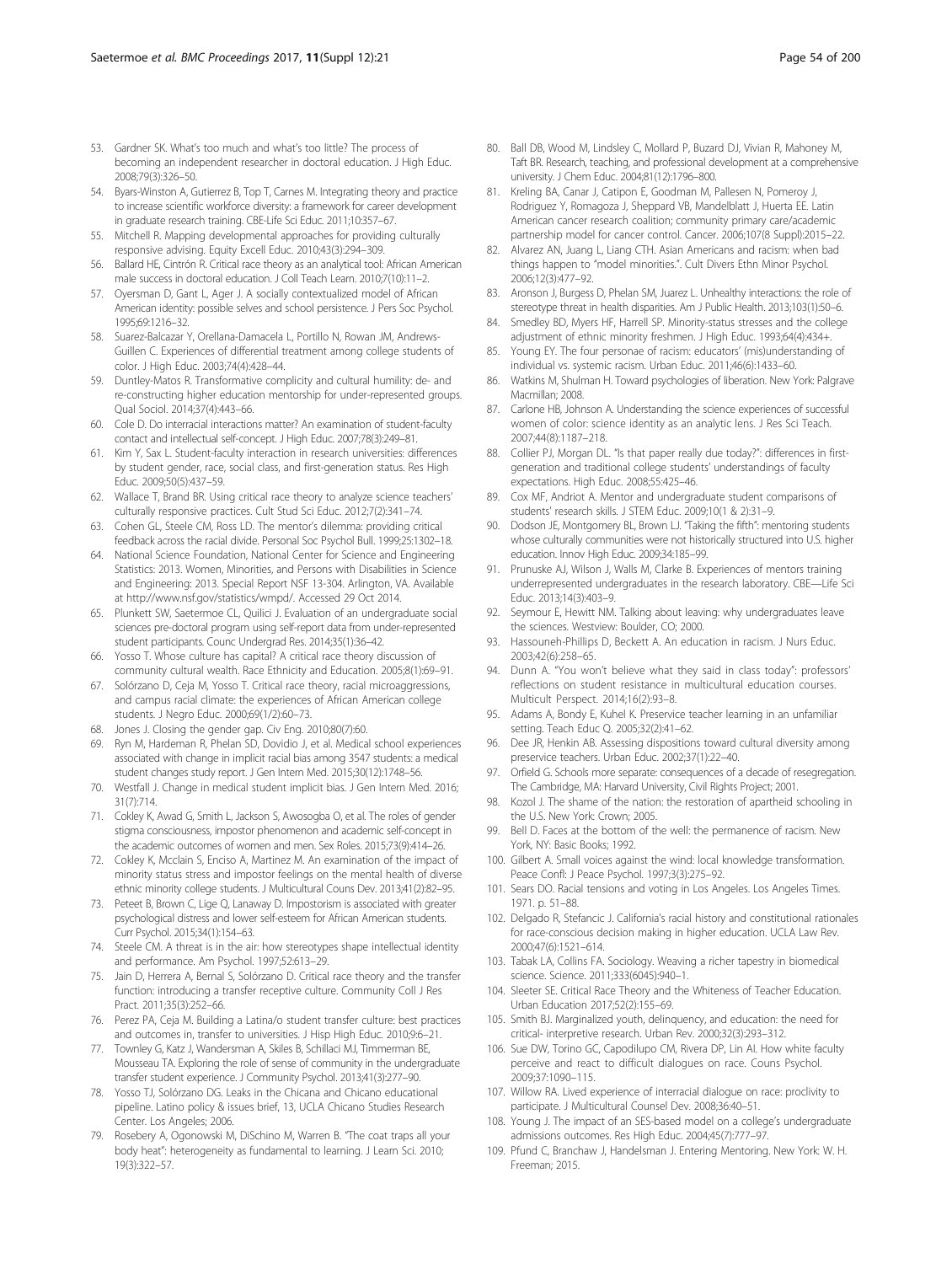53. Gardner SK. What's too much and what's too little? The process of becoming an independent researcher in doctoral education. J High Educ. 2008;79(3):326–50.
54. Byars-Winston A, Gutierrez B, Top T, Carnes M. Integrating theory and practice to increase scientific workforce diversity: a framework for career development in graduate research training. CBE-Life Sci Educ. 2011;10:357–67.
55. Mitchell R. Mapping developmental approaches for providing culturally responsive advising. Equity Excell Educ. 2010;43(3):294–309.
56. Ballard HE, Cintrón R. Critical race theory as an analytical tool: African American male success in doctoral education. J Coll Teach Learn. 2010;7(10):11–2.
57. Oyersman D, Gant L, Ager J. A socially contextualized model of African American identity: possible selves and school persistence. J Pers Soc Psychol. 1995;69:1216–32.
58. Suarez-Balcazar Y, Orellana-Damacela L, Portillo N, Rowan JM, Andrews-Guillen C. Experiences of differential treatment among college students of color. J High Educ. 2003;74(4):428–44.
59. Duntley-Matos R. Transformative complicity and cultural humility: de- and re-constructing higher education mentorship for under-represented groups. Qual Sociol. 2014;37(4):443–66.
60. Cole D. Do interracial interactions matter? An examination of student-faculty contact and intellectual self-concept. J High Educ. 2007;78(3):249–81.
61. Kim Y, Sax L. Student-faculty interaction in research universities: differences by student gender, race, social class, and first-generation status. Res High Educ. 2009;50(5):437–59.
62. Wallace T, Brand BR. Using critical race theory to analyze science teachers' culturally responsive practices. Cult Stud Sci Educ. 2012;7(2):341–74.
63. Cohen GL, Steele CM, Ross LD. The mentor's dilemma: providing critical feedback across the racial divide. Personal Soc Psychol Bull. 1999;25:1302–18.
64. National Science Foundation, National Center for Science and Engineering Statistics: 2013. Women, Minorities, and Persons with Disabilities in Science and Engineering: 2013. Special Report NSF 13-304. Arlington, VA. Available at http://www.nsf.gov/statistics/wmpd/. Accessed 29 Oct 2014.
65. Plunkett SW, Saetermoe CL, Quilici J. Evaluation of an undergraduate social sciences pre-doctoral program using self-report data from under-represented student participants. Counc Undergrad Res. 2014;35(1):36–42.
66. Yosso T. Whose culture has capital? A critical race theory discussion of community cultural wealth. Race Ethnicity and Education. 2005;8(1):69–91.
67. Solórzano D, Ceja M, Yosso T. Critical race theory, racial microaggressions, and campus racial climate: the experiences of African American college students. J Negro Educ. 2000;69(1/2):60–73.
68. Jones J. Closing the gender gap. Civ Eng. 2010;80(7):60.
69. Ryn M, Hardeman R, Phelan SD, Dovidio J, et al. Medical school experiences associated with change in implicit racial bias among 3547 students: a medical student changes study report. J Gen Intern Med. 2015;30(12):1748–56.
70. Westfall J. Change in medical student implicit bias. J Gen Intern Med. 2016; 31(7):714.
71. Cokley K, Awad G, Smith L, Jackson S, Awosogba O, et al. The roles of gender stigma consciousness, impostor phenomenon and academic self-concept in the academic outcomes of women and men. Sex Roles. 2015;73(9):414–26.
72. Cokley K, Mcclain S, Enciso A, Martinez M. An examination of the impact of minority status stress and impostor feelings on the mental health of diverse ethnic minority college students. J Multicultural Couns Dev. 2013;41(2):82–95.
73. Peteet B, Brown C, Lige Q, Lanaway D. Impostorism is associated with greater psychological distress and lower self-esteem for African American students. Curr Psychol. 2015;34(1):154–63.
74. Steele CM. A threat is in the air: how stereotypes shape intellectual identity and performance. Am Psychol. 1997;52:613–29.
75. Jain D, Herrera A, Bernal S, Solórzano D. Critical race theory and the transfer function: introducing a transfer receptive culture. Community Coll J Res Pract. 2011;35(3):252–66.
76. Perez PA, Ceja M. Building a Latina/o student transfer culture: best practices and outcomes in, transfer to universities. J Hisp High Educ. 2010;9:6–21.
77. Townley G, Katz J, Wandersman A, Skiles B, Schillaci MJ, Timmerman BE, Mousseau TA. Exploring the role of sense of community in the undergraduate transfer student experience. J Community Psychol. 2013;41(3):277–90.
78. Yosso TJ, Solórzano DG. Leaks in the Chicana and Chicano educational pipeline. Latino policy & issues brief, 13, UCLA Chicano Studies Research Center. Los Angeles; 2006.
79. Rosebery A, Ogonowski M, DiSchino M, Warren B. "The coat traps all your body heat": heterogeneity as fundamental to learning. J Learn Sci. 2010; 19(3):322–57.
80. Ball DB, Wood M, Lindsley C, Mollard P, Buzard DJ, Vivian R, Mahoney M, Taft BR. Research, teaching, and professional development at a comprehensive university. J Chem Educ. 2004;81(12):1796–800.
81. Kreling BA, Canar J, Catipon E, Goodman M, Pallesen N, Pomeroy J, Rodriguez Y, Romagoza J, Sheppard VB, Mandelblatt J, Huerta EE. Latin American cancer research coalition; community primary care/academic partnership model for cancer control. Cancer. 2006;107(8 Suppl):2015–22.
82. Alvarez AN, Juang L, Liang CTH. Asian Americans and racism: when bad things happen to "model minorities.". Cult Divers Ethn Minor Psychol. 2006;12(3):477–92.
83. Aronson J, Burgess D, Phelan SM, Juarez L. Unhealthy interactions: the role of stereotype threat in health disparities. Am J Public Health. 2013;103(1):50–6.
84. Smedley BD, Myers HF, Harrell SP. Minority-status stresses and the college adjustment of ethnic minority freshmen. J High Educ. 1993;64(4):434+.
85. Young EY. The four personae of racism: educators' (mis)understanding of individual vs. systemic racism. Urban Educ. 2011;46(6):1433–60.
86. Watkins M, Shulman H. Toward psychologies of liberation. New York: Palgrave Macmillan; 2008.
87. Carlone HB, Johnson A. Understanding the science experiences of successful women of color: science identity as an analytic lens. J Res Sci Teach. 2007;44(8):1187–218.
88. Collier PJ, Morgan DL. "Is that paper really due today?": differences in first-generation and traditional college students' understandings of faculty expectations. High Educ. 2008;55:425–46.
89. Cox MF, Andriot A. Mentor and undergraduate student comparisons of students' research skills. J STEM Educ. 2009;10(1 & 2):31–9.
90. Dodson JE, Montgomery BL, Brown LJ. "Taking the fifth": mentoring students whose culturally communities were not historically structured into U.S. higher education. Innov High Educ. 2009;34:185–99.
91. Prunuske AJ, Wilson J, Walls M, Clarke B. Experiences of mentors training underrepresented undergraduates in the research laboratory. CBE—Life Sci Educ. 2013;14(3):403–9.
92. Seymour E, Hewitt NM. Talking about leaving: why undergraduates leave the sciences. Westview: Boulder, CO; 2000.
93. Hassouneh-Phillips D, Beckett A. An education in racism. J Nurs Educ. 2003;42(6):258–65.
94. Dunn A. "You won't believe what they said in class today": professors' reflections on student resistance in multicultural education courses. Multicult Perspect. 2014;16(2):93–8.
95. Adams A, Bondy E, Kuhel K. Preservice teacher learning in an unfamiliar setting. Teach Educ Q. 2005;32(2):41–62.
96. Dee JR, Henkin AB. Assessing dispositions toward cultural diversity among preservice teachers. Urban Educ. 2002;37(1):22–40.
97. Orfield G. Schools more separate: consequences of a decade of resegregation. The Cambridge, MA: Harvard University, Civil Rights Project; 2001.
98. Kozol J. The shame of the nation: the restoration of apartheid schooling in the U.S. New York: Crown; 2005.
99. Bell D. Faces at the bottom of the well: the permanence of racism. New York, NY: Basic Books; 1992.
100. Gilbert A. Small voices against the wind: local knowledge transformation. Peace Confl: J Peace Psychol. 1997;3(3):275–92.
101. Sears DO. Racial tensions and voting in Los Angeles. Los Angeles Times. 1971. p. 51–88.
102. Delgado R, Stefancic J. California's racial history and constitutional rationales for race-conscious decision making in higher education. UCLA Law Rev. 2000;47(6):1521–614.
103. Tabak LA, Collins FA. Sociology. Weaving a richer tapestry in biomedical science. Science. 2011;333(6045):940–1.
104. Sleeter SE. Critical Race Theory and the Whiteness of Teacher Education. Urban Education 2017;52(2):155–69.
105. Smith BJ. Marginalized youth, delinquency, and education: the need for critical- interpretive research. Urban Rev. 2000;32(3):293–312.
106. Sue DW, Torino GC, Capodilupo CM, Rivera DP, Lin AI. How white faculty perceive and react to difficult dialogues on race. Couns Psychol. 2009;37:1090–115.
107. Willow RA. Lived experience of interracial dialogue on race: proclivity to participate. J Multicultural Counsel Dev. 2008;36:40–51.
108. Young J. The impact of an SES-based model on a college's undergraduate admissions outcomes. Res High Educ. 2004;45(7):777–97.
109. Pfund C, Branchaw J, Handelsman J. Entering Mentoring. New York: W. H. Freeman; 2015.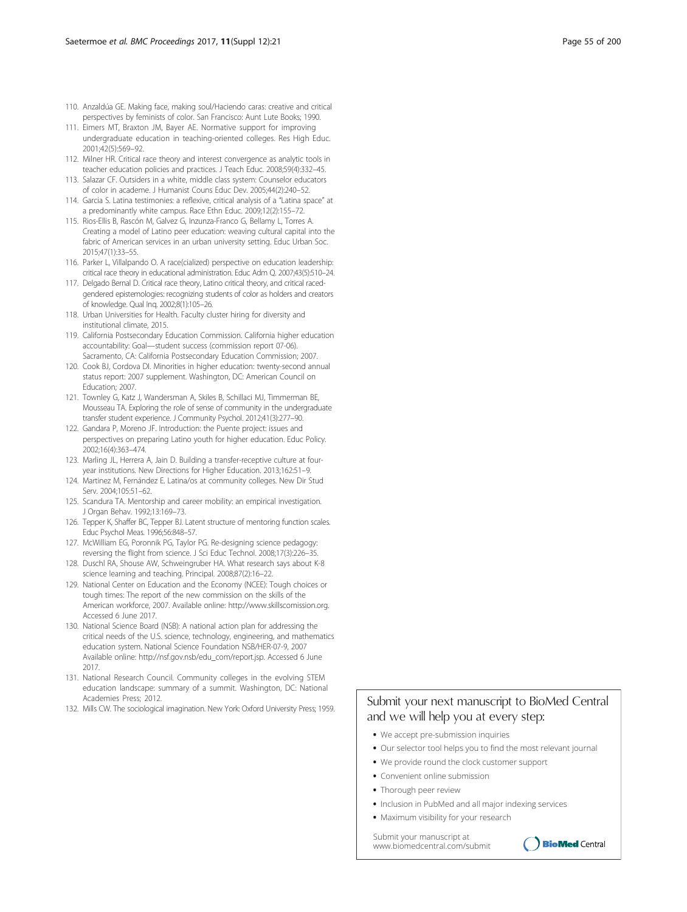110. Anzaldúa GE. Making face, making soul/Haciendo caras: creative and critical perspectives by feminists of color. San Francisco: Aunt Lute Books; 1990.
111. Eimers MT, Braxton JM, Bayer AE. Normative support for improving undergraduate education in teaching-oriented colleges. Res High Educ. 2001;42(5):569–92.
112. Milner HR. Critical race theory and interest convergence as analytic tools in teacher education policies and practices. J Teach Educ. 2008;59(4):332–45.
113. Salazar CF. Outsiders in a white, middle class system: Counselor educators of color in academe. J Humanist Couns Educ Dev. 2005;44(2):240–52.
114. Garcia S. Latina testimonies: a reflexive, critical analysis of a "Latina space" at a predominantly white campus. Race Ethn Educ. 2009;12(2):155–72.
115. Rios-Ellis B, Rascón M, Galvez G, Inzunza-Franco G, Bellamy L, Torres A. Creating a model of Latino peer education: weaving cultural capital into the fabric of American services in an urban university setting. Educ Urban Soc. 2015;47(1):33–55.
116. Parker L, Villalpando O. A race(cialized) perspective on education leadership: critical race theory in educational administration. Educ Adm Q. 2007;43(5):510–24.
117. Delgado Bernal D. Critical race theory, Latino critical theory, and critical raced-gendered epistemologies: recognizing students of color as holders and creators of knowledge. Qual Inq. 2002;8(1):105–26.
118. Urban Universities for Health. Faculty cluster hiring for diversity and institutional climate, 2015.
119. California Postsecondary Education Commission. California higher education accountability: Goal—student success (commission report 07-06). Sacramento, CA: California Postsecondary Education Commission; 2007.
120. Cook BJ, Cordova DI. Minorities in higher education: twenty-second annual status report: 2007 supplement. Washington, DC: American Council on Education; 2007.
121. Townley G, Katz J, Wandersman A, Skiles B, Schillaci MJ, Timmerman BE, Mousseau TA. Exploring the role of sense of community in the undergraduate transfer student experience. J Community Psychol. 2012;41(3):277–90.
122. Gandara P, Moreno JF. Introduction: the Puente project: issues and perspectives on preparing Latino youth for higher education. Educ Policy. 2002;16(4):363–474.
123. Marling JL, Herrera A, Jain D. Building a transfer-receptive culture at four-year institutions. New Directions for Higher Education. 2013;162:51–9.
124. Martinez M, Fernández E. Latina/os at community colleges. New Dir Stud Serv. 2004;105:51–62.
125. Scandura TA. Mentorship and career mobility: an empirical investigation. J Organ Behav. 1992;13:169–73.
126. Tepper K, Shaffer BC, Tepper BJ. Latent structure of mentoring function scales. Educ Psychol Meas. 1996;56:848–57.
127. McWilliam EG, Poronnik PG, Taylor PG. Re-designing science pedagogy: reversing the flight from science. J Sci Educ Technol. 2008;17(3):226–35.
128. Duschl RA, Shouse AW, Schweingruber HA. What research says about K-8 science learning and teaching. Principal. 2008;87(2):16–22.
129. National Center on Education and the Economy (NCEE): Tough choices or tough times: The report of the new commission on the skills of the American workforce, 2007. Available online: http://www.skillscomission.org. Accessed 6 June 2017.
130. National Science Board (NSB): A national action plan for addressing the critical needs of the U.S. science, technology, engineering, and mathematics education system. National Science Foundation NSB/HER-07-9, 2007 Available online: http://nsf.gov.nsb/edu_com/report.jsp. Accessed 6 June 2017.
131. National Research Council. Community colleges in the evolving STEM education landscape: summary of a summit. Washington, DC: National Academies Press; 2012.
132. Mills CW. The sociological imagination. New York: Oxford University Press; 1959.

Submit your next manuscript to BioMed Central and we will help you at every step:

- We accept pre-submission inquiries
- Our selector tool helps you to find the most relevant journal
- We provide round the clock customer support
- Convenient online submission
- Thorough peer review
- Inclusion in PubMed and all major indexing services
- Maximum visibility for your research

Submit your manuscript at www.biomedcentral.com/submit

BioMed Central